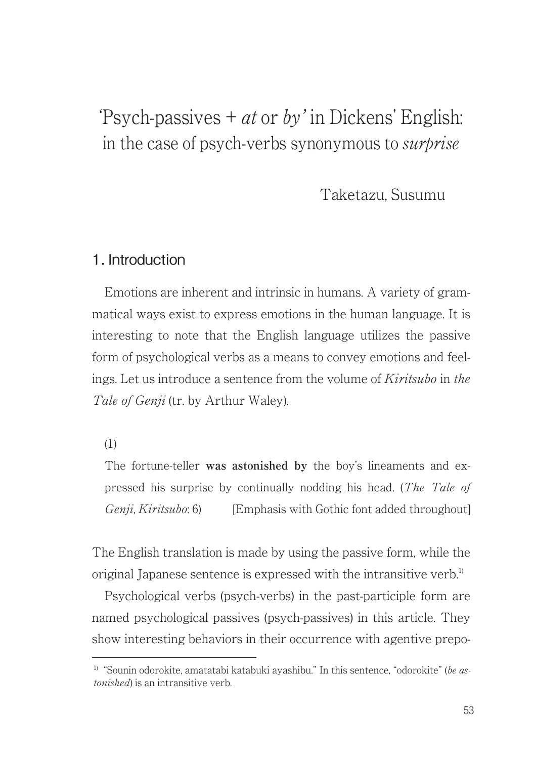# 'Psych-passives + *at* or *by*' in Dickens' English: in the case of psych-verbs synonymous to *surprise*

Taketazu, Susumu

## 1. Introduction

Emotions are inherent and intrinsic in humans. A variety of grammatical ways exist to express emotions in the human language. It is interesting to note that the English language utilizes the passive form of psychological verbs as a means to convey emotions and feelings. Let us introduce a sentence from the volume of *Kiritsubo* in *the Tale of Genji* (tr. by Arthur Waley).

(1)

The fortune-teller **was astonished by** the boy's lineaments and expressed his surprise by continually nodding his head. (*The Tale of Genji*, *Kiritsubo*: 6) [Emphasis with Gothic font added throughout]

The English translation is made by using the passive form, while the original Japanese sentence is expressed with the intransitive verb.[1]

Psychological verbs (psych-verbs) in the past-participle form are named psychological passives (psych-passives) in this article. They show interesting behaviors in their occurrence with agentive prepo-

[1] "Sounin odorokite, amatatabi katabuki ayashibu." In this sentence, "odorokite" (*be astonished*) is an intransitive verb.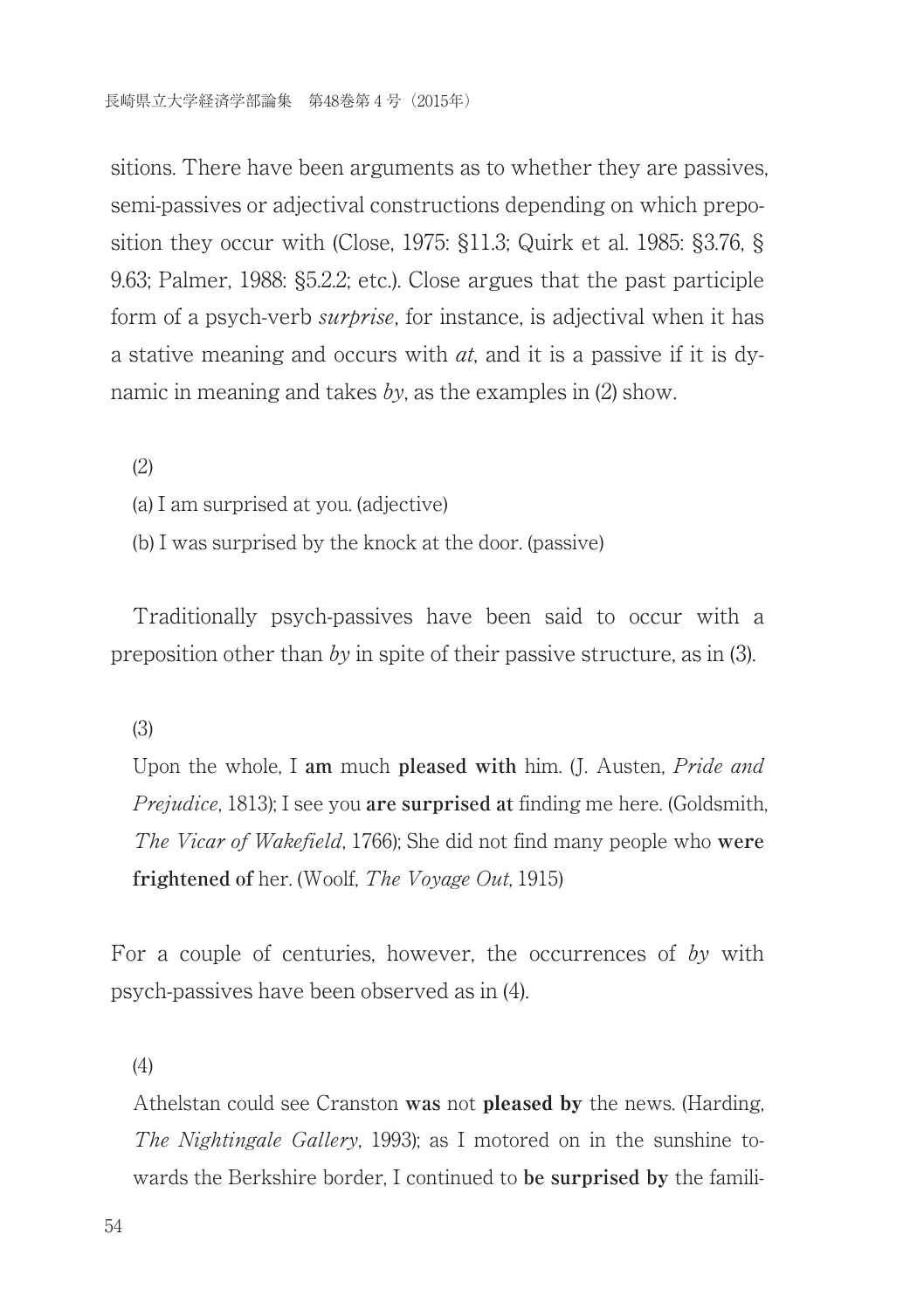sitions. There have been arguments as to whether they are passives, semi-passives or adjectival constructions depending on which preposition they occur with (Close, 1975: §11.3; Quirk et al. 1985: §3.76, § 9.63; Palmer, 1988: §5.2.2; etc.). Close argues that the past participle form of a psych-verb *surprise*, for instance, is adjectival when it has a stative meaning and occurs with *at*, and it is a passive if it is dynamic in meaning and takes *by*, as the examples in (2) show.

(2)

(a) I am surprised at you. (adjective)

(b) I was surprised by the knock at the door. (passive)

Traditionally psych-passives have been said to occur with a preposition other than *by* in spite of their passive structure, as in (3).

(3)

Upon the whole, I **am** much **pleased with** him. (J. Austen, *Pride and Prejudice*, 1813); I see you **are surprised at** finding me here. (Goldsmith, *The Vicar of Wakefield*, 1766); She did not find many people who **were frightened of** her. (Woolf, *The Voyage Out*, 1915)

For a couple of centuries, however, the occurrences of *by* with psych-passives have been observed as in (4).

(4)

Athelstan could see Cranston **was** not **pleased by** the news. (Harding, *The Nightingale Gallery*, 1993); as I motored on in the sunshine towards the Berkshire border, I continued to **be surprised by** the famili-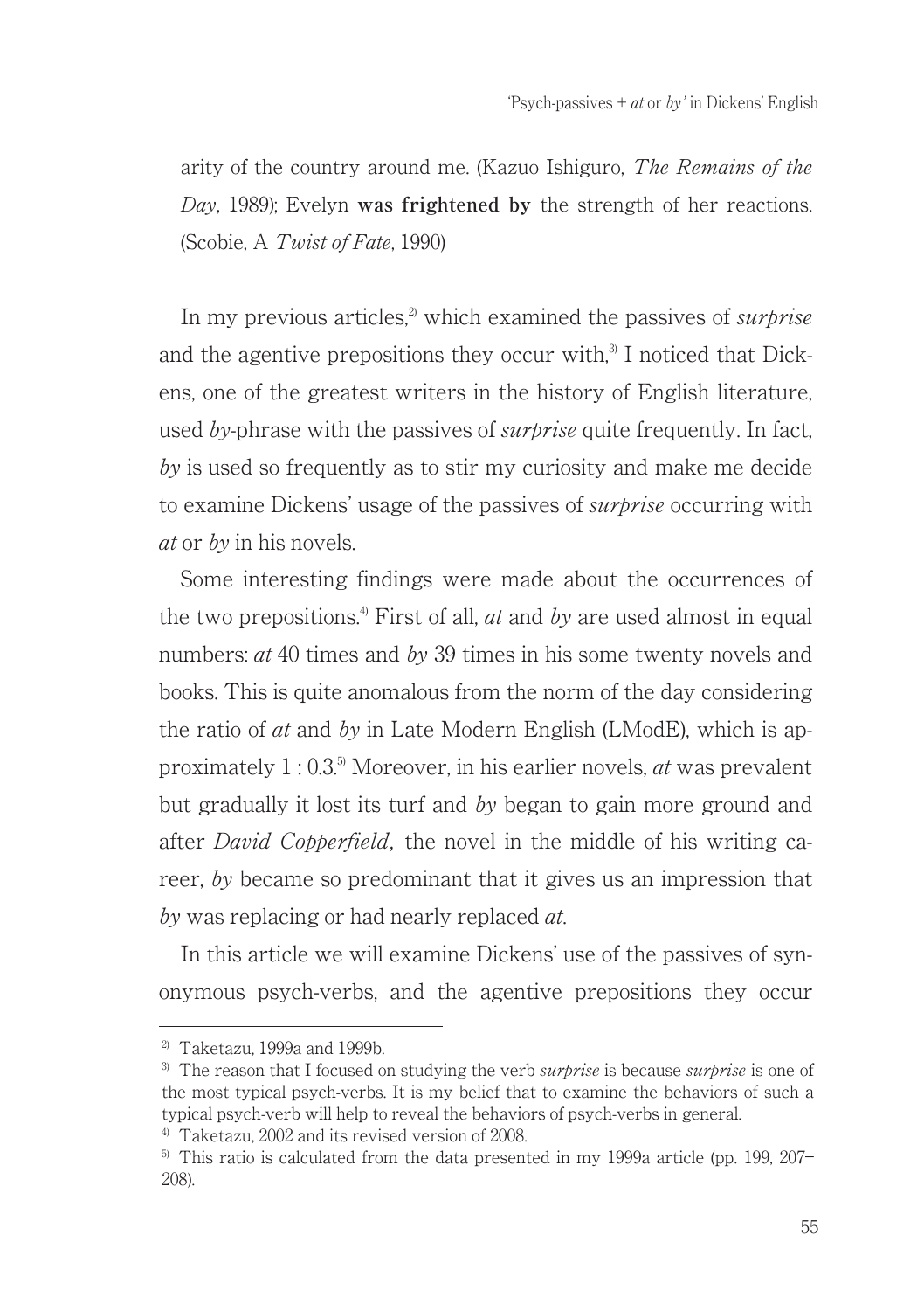arity of the country around me. (Kazuo Ishiguro, *The Remains of the Day*, 1989); Evelyn **was frightened by** the strength of her reactions. (Scobie, A *Twist of Fate*, 1990)

In my previous articles,[2] which examined the passives of *surprise* and the agentive prepositions they occur with,[3] I noticed that Dickens, one of the greatest writers in the history of English literature, used *by*-phrase with the passives of *surprise* quite frequently. In fact, *by* is used so frequently as to stir my curiosity and make me decide to examine Dickens' usage of the passives of *surprise* occurring with *at* or *by* in his novels.

Some interesting findings were made about the occurrences of the two prepositions.[4] First of all, *at* and *by* are used almost in equal numbers: *at* 40 times and *by* 39 times in his some twenty novels and books. This is quite anomalous from the norm of the day considering the ratio of *at* and *by* in Late Modern English (LModE), which is approximately 1 : 0.3.[5] Moreover, in his earlier novels, *at* was prevalent but gradually it lost its turf and *by* began to gain more ground and after *David Copperfield,* the novel in the middle of his writing career, *by* became so predominant that it gives us an impression that *by* was replacing or had nearly replaced *at*.

In this article we will examine Dickens' use of the passives of synonymous psych-verbs, and the agentive prepositions they occur

---

[2] Taketazu, 1999a and 1999b.

[3] The reason that I focused on studying the verb *surprise* is because *surprise* is one of the most typical psych-verbs. It is my belief that to examine the behaviors of such a typical psych-verb will help to reveal the behaviors of psych-verbs in general.

[4] Taketazu, 2002 and its revised version of 2008.

[5] This ratio is calculated from the data presented in my 1999a article (pp. 199, 207–208).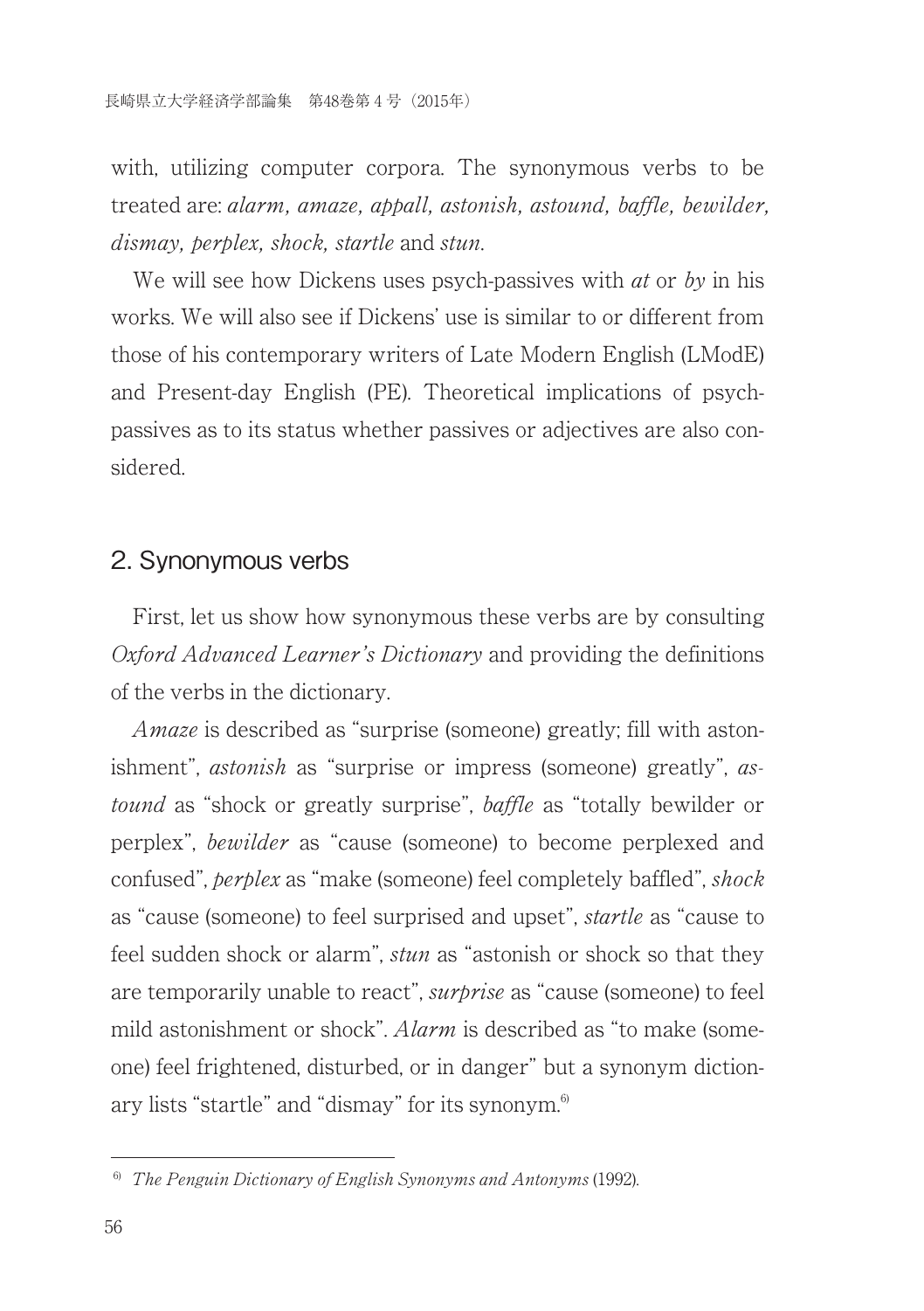with, utilizing computer corpora. The synonymous verbs to be treated are: *alarm, amaze, appall, astonish, astound, baffle, bewilder, dismay, perplex, shock, startle* and *stun*.

We will see how Dickens uses psych-passives with *at* or *by* in his works. We will also see if Dickens' use is similar to or different from those of his contemporary writers of Late Modern English (LModE) and Present-day English (PE). Theoretical implications of psych-passives as to its status whether passives or adjectives are also considered.

## 2. Synonymous verbs

First, let us show how synonymous these verbs are by consulting *Oxford Advanced Learner's Dictionary* and providing the definitions of the verbs in the dictionary.

*Amaze* is described as "surprise (someone) greatly; fill with astonishment", *astonish* as "surprise or impress (someone) greatly", *astound* as "shock or greatly surprise", *baffle* as "totally bewilder or perplex", *bewilder* as "cause (someone) to become perplexed and confused", *perplex* as "make (someone) feel completely baffled", *shock* as "cause (someone) to feel surprised and upset", *startle* as "cause to feel sudden shock or alarm", *stun* as "astonish or shock so that they are temporarily unable to react", *surprise* as "cause (someone) to feel mild astonishment or shock". *Alarm* is described as "to make (someone) feel frightened, disturbed, or in danger" but a synonym dictionary lists "startle" and "dismay" for its synonym.[6]

---

[6] *The Penguin Dictionary of English Synonyms and Antonyms* (1992).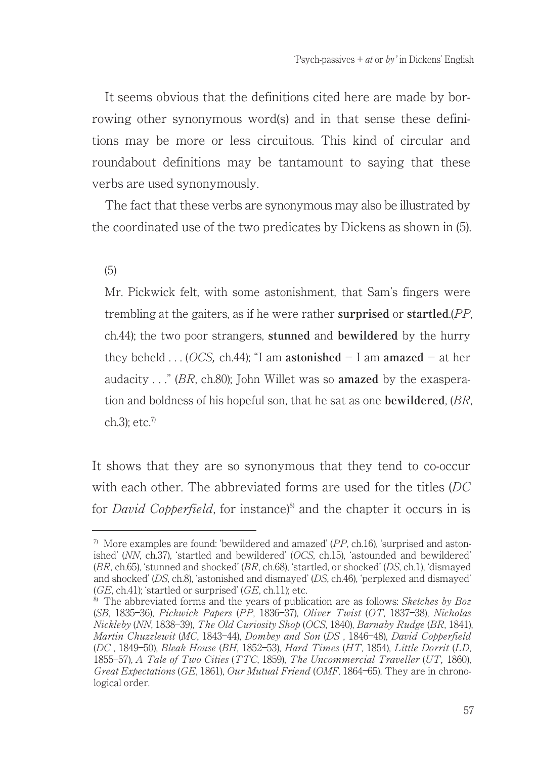It seems obvious that the definitions cited here are made by borrowing other synonymous word(s) and in that sense these definitions may be more or less circuitous. This kind of circular and roundabout definitions may be tantamount to saying that these verbs are used synonymously.

The fact that these verbs are synonymous may also be illustrated by the coordinated use of the two predicates by Dickens as shown in (5).

(5)

Mr. Pickwick felt, with some astonishment, that Sam's fingers were trembling at the gaiters, as if he were rather **surprised** or **startled**.(*PP*, ch.44); the two poor strangers, **stunned** and **bewildered** by the hurry they beheld . . . (*OCS,* ch.44); "I am **astonished** – I am **amazed** – at her audacity . . ." (*BR*, ch.80); John Willet was so **amazed** by the exasperation and boldness of his hopeful son, that he sat as one **bewildered**, (*BR*, ch.3); etc.[7]

It shows that they are so synonymous that they tend to co-occur with each other. The abbreviated forms are used for the titles (*DC* for *David Copperfield*, for instance)[8] and the chapter it occurs in is

---

[7] More examples are found: 'bewildered and amazed' (*PP*, ch.16), 'surprised and astonished' (*NN*, ch.37), 'startled and bewildered' (*OCS*, ch.15), 'astounded and bewildered' (*BR*, ch.65), 'stunned and shocked' (*BR*, ch.68), 'startled, or shocked' (*DS*, ch.1), 'dismayed and shocked' (*DS*, ch.8), 'astonished and dismayed' (*DS*, ch.46), 'perplexed and dismayed' (*GE*, ch.41); 'startled or surprised' (*GE,* ch.11); etc.

[8] The abbreviated forms and the years of publication are as follows: *Sketches by Boz* (*SB*, 1835–36), *Pickwick Papers* (*PP*, 1836–37), *Oliver Twist* (*OT*, 1837–38), *Nicholas Nickleby* (*NN*, 1838–39), *The Old Curiosity Shop* (*OCS*, 1840), *Barnaby Rudge* (*BR*, 1841), *Martin Chuzzlewit* (*MC*, 1843–44), *Dombey and Son* (*DS* , 1846–48), *David Copperfield* (*DC* , 1849–50), *Bleak House* (*BH*, 1852–53), *Hard Times* (*HT*, 1854), *Little Dorrit* (*LD*, 1855–57), *A Tale of Two Cities* (*TTC*, 1859), *The Uncommercial Traveller* (*UT,* 1860), *Great Expectations* (*GE*, 1861), *Our Mutual Friend* (*OMF*, 1864–65). They are in chronological order.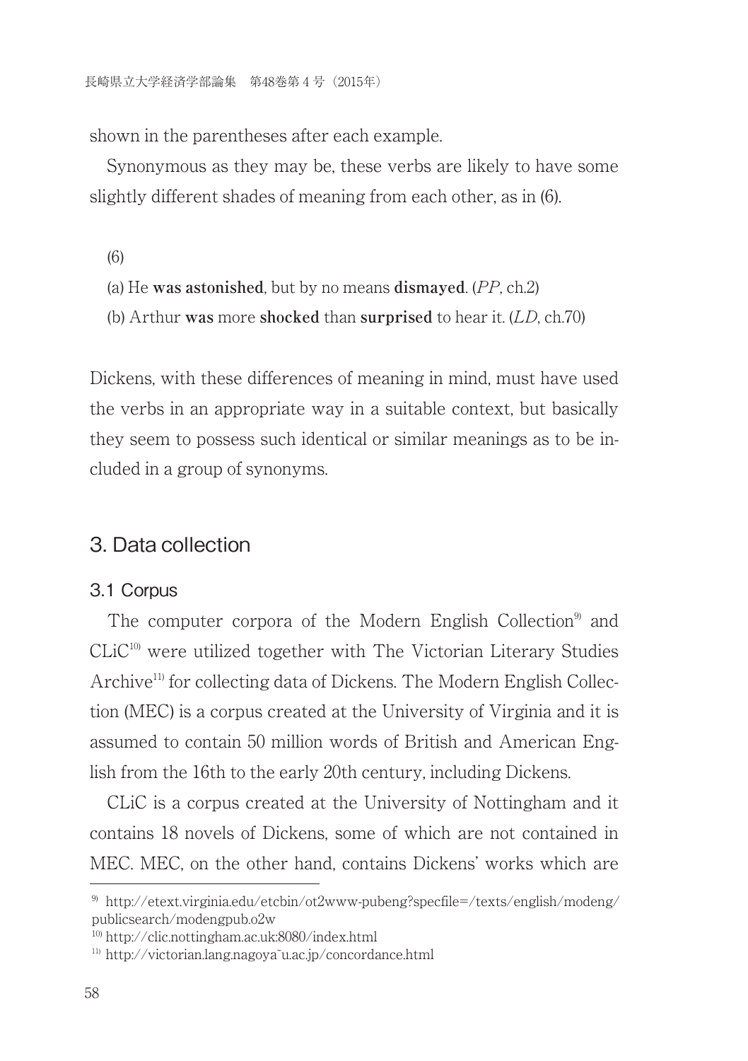shown in the parentheses after each example.

Synonymous as they may be, these verbs are likely to have some slightly different shades of meaning from each other, as in (6).

(6)

(a) He **was astonished**, but by no means **dismayed**. (*PP*, ch.2)

(b) Arthur **was** more **shocked** than **surprised** to hear it. (*LD*, ch.70)

Dickens, with these differences of meaning in mind, must have used the verbs in an appropriate way in a suitable context, but basically they seem to possess such identical or similar meanings as to be included in a group of synonyms.

## 3. Data collection

### 3.1 Corpus

The computer corpora of the Modern English Collection[9] and CLiC[10] were utilized together with The Victorian Literary Studies Archive[11] for collecting data of Dickens. The Modern English Collection (MEC) is a corpus created at the University of Virginia and it is assumed to contain 50 million words of British and American English from the 16th to the early 20th century, including Dickens.

CLiC is a corpus created at the University of Nottingham and it contains 18 novels of Dickens, some of which are not contained in MEC. MEC, on the other hand, contains Dickens' works which are

---

[9] http://etext.virginia.edu/etcbin/ot2www-pubeng?specfile=/texts/english/modeng/publicsearch/modengpub.o2w

[10] http://clic.nottingham.ac.uk:8080/index.html

[11] http://victorian.lang.nagoya˜u.ac.jp/concordance.html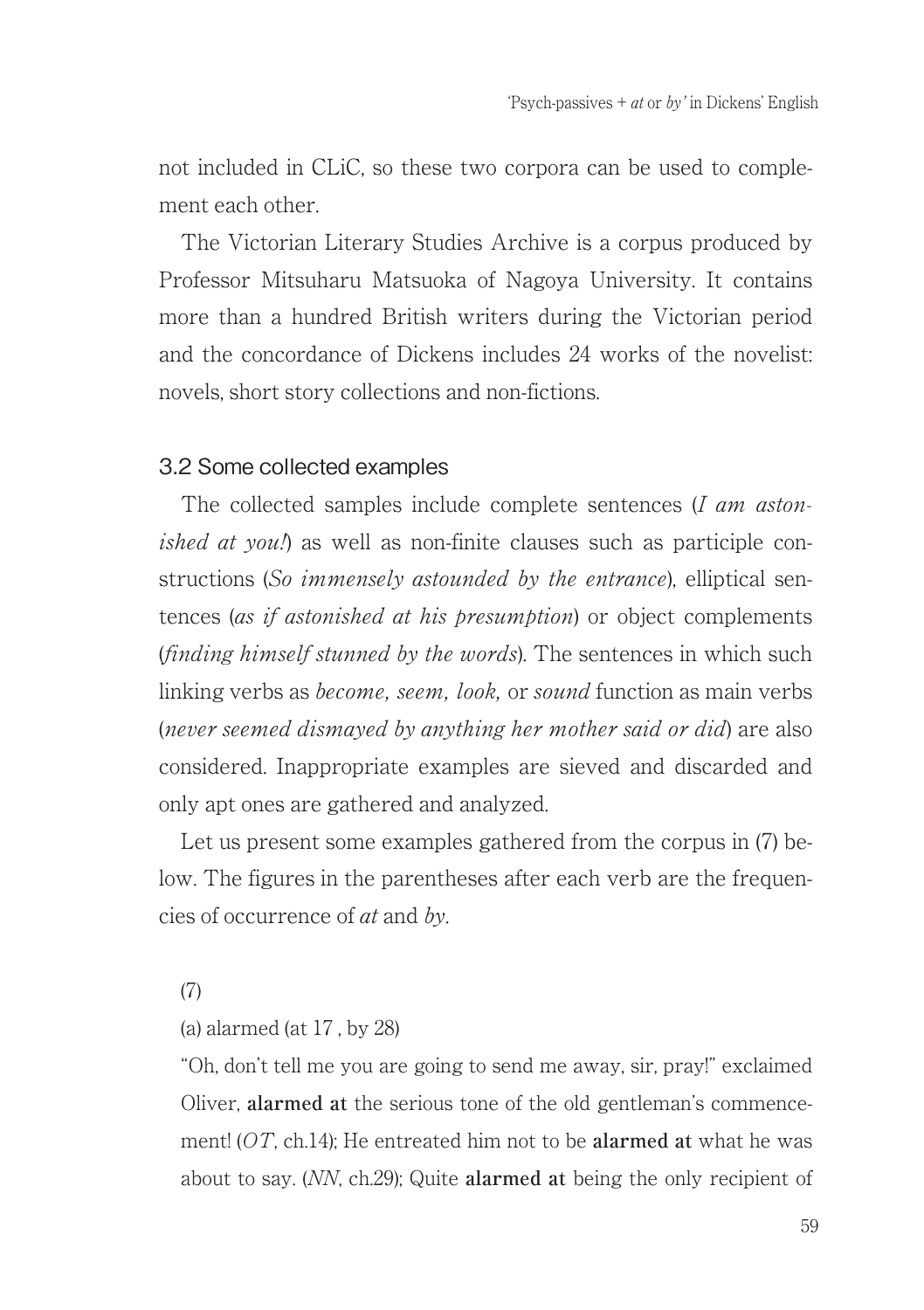not included in CLiC, so these two corpora can be used to complement each other.

The Victorian Literary Studies Archive is a corpus produced by Professor Mitsuharu Matsuoka of Nagoya University. It contains more than a hundred British writers during the Victorian period and the concordance of Dickens includes 24 works of the novelist: novels, short story collections and non-fictions.

### 3.2 Some collected examples

The collected samples include complete sentences (*I am astonished at you!*) as well as non-finite clauses such as participle constructions (*So immensely astounded by the entrance*), elliptical sentences (*as if astonished at his presumption*) or object complements (*finding himself stunned by the words*). The sentences in which such linking verbs as *become, seem, look,* or *sound* function as main verbs (*never seemed dismayed by anything her mother said or did*) are also considered. Inappropriate examples are sieved and discarded and only apt ones are gathered and analyzed.

Let us present some examples gathered from the corpus in (7) below. The figures in the parentheses after each verb are the frequencies of occurrence of *at* and *by*.

(7)

(a) alarmed (at 17 , by 28)

"Oh, don't tell me you are going to send me away, sir, pray!" exclaimed Oliver, **alarmed at** the serious tone of the old gentleman's commencement! (*OT*, ch.14); He entreated him not to be **alarmed at** what he was about to say. (*NN*, ch.29); Quite **alarmed at** being the only recipient of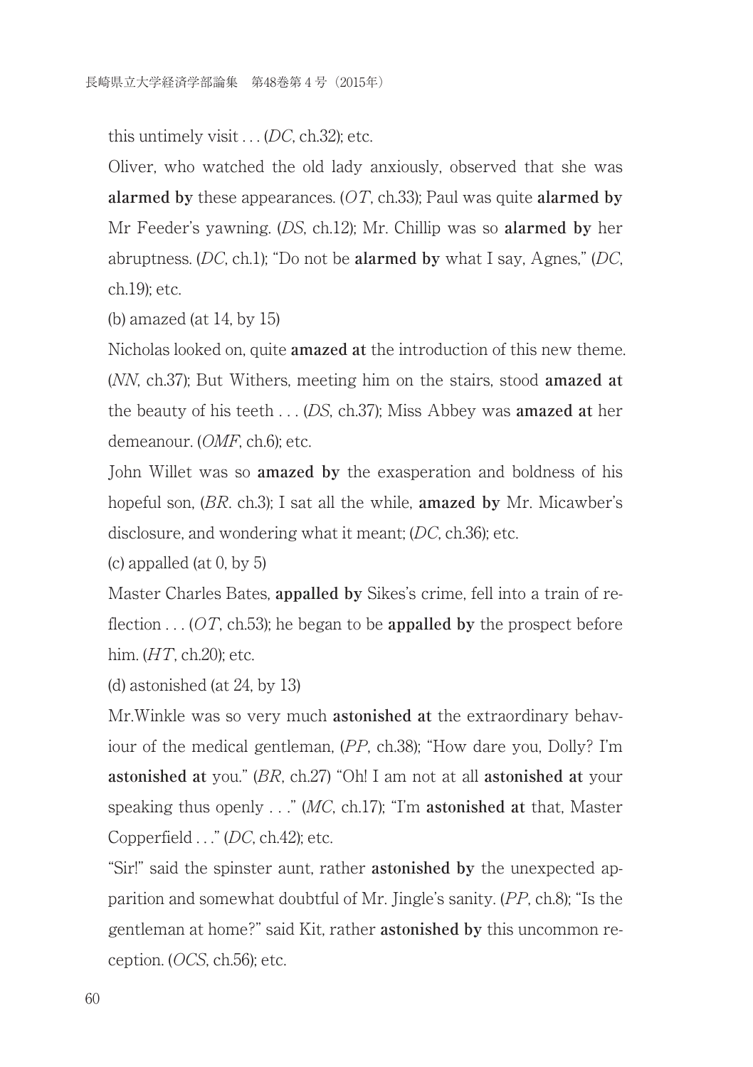this untimely visit . . . (*DC*, ch.32); etc.

Oliver, who watched the old lady anxiously, observed that she was **alarmed by** these appearances. (*OT*, ch.33); Paul was quite **alarmed by** Mr Feeder's yawning. (*DS*, ch.12); Mr. Chillip was so **alarmed by** her abruptness. (*DC*, ch.1); "Do not be **alarmed by** what I say, Agnes," (*DC*, ch.19); etc.

(b) amazed (at 14, by 15)

Nicholas looked on, quite **amazed at** the introduction of this new theme. (*NN*, ch.37); But Withers, meeting him on the stairs, stood **amazed at** the beauty of his teeth . . . (*DS*, ch.37); Miss Abbey was **amazed at** her demeanour. (*OMF*, ch.6); etc.

John Willet was so **amazed by** the exasperation and boldness of his hopeful son, (*BR*. ch.3); I sat all the while, **amazed by** Mr. Micawber's disclosure, and wondering what it meant; (*DC*, ch.36); etc.

(c) appalled (at 0, by 5)

Master Charles Bates, **appalled by** Sikes's crime, fell into a train of reflection . . . (*OT*, ch.53); he began to be **appalled by** the prospect before him. (*HT*, ch.20); etc.

(d) astonished (at 24, by 13)

Mr.Winkle was so very much **astonished at** the extraordinary behaviour of the medical gentleman, (*PP*, ch.38); "How dare you, Dolly? I'm **astonished at** you." (*BR*, ch.27) "Oh! I am not at all **astonished at** your speaking thus openly . . ." (*MC*, ch.17); "I'm **astonished at** that, Master Copperfield . . ." (*DC*, ch.42); etc.

"Sir!" said the spinster aunt, rather **astonished by** the unexpected apparition and somewhat doubtful of Mr. Jingle's sanity. (*PP*, ch.8); "Is the gentleman at home?" said Kit, rather **astonished by** this uncommon reception. (*OCS*, ch.56); etc.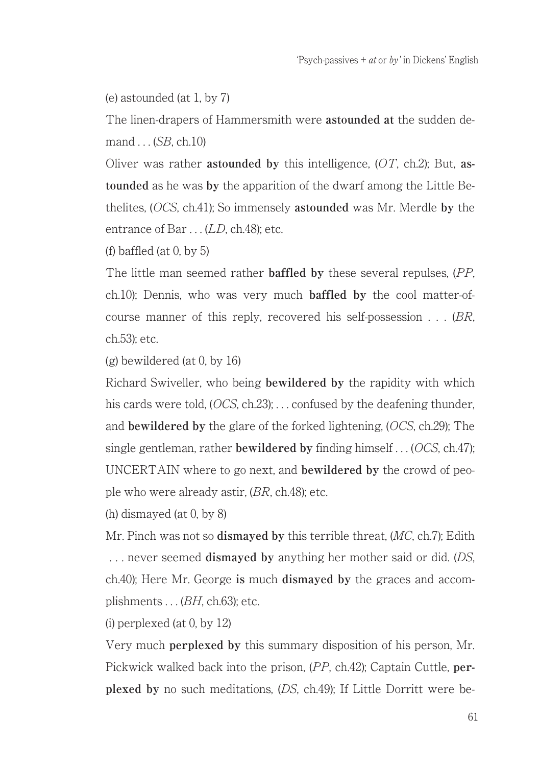(e) astounded (at 1, by 7)

The linen-drapers of Hammersmith were **astounded at** the sudden demand . . . (*SB*, ch.10)

Oliver was rather **astounded by** this intelligence, (*OT*, ch.2); But, **astounded** as he was **by** the apparition of the dwarf among the Little Bethelites, (*OCS*, ch.41); So immensely **astounded** was Mr. Merdle **by** the entrance of Bar . . . (*LD*, ch.48); etc.

(f) baffled (at 0, by 5)

The little man seemed rather **baffled by** these several repulses, (*PP*, ch.10); Dennis, who was very much **baffled by** the cool matter-of-course manner of this reply, recovered his self-possession . . . (*BR*, ch.53); etc.

(g) bewildered (at 0, by 16)

Richard Swiveller, who being **bewildered by** the rapidity with which his cards were told, (*OCS*, ch.23); . . . confused by the deafening thunder, and **bewildered by** the glare of the forked lightening, (*OCS*, ch.29); The single gentleman, rather **bewildered by** finding himself . . . (*OCS*, ch.47); UNCERTAIN where to go next, and **bewildered by** the crowd of people who were already astir, (*BR*, ch.48); etc.

(h) dismayed (at 0, by 8)

Mr. Pinch was not so **dismayed by** this terrible threat, (*MC*, ch.7); Edith . . . never seemed **dismayed by** anything her mother said or did. (*DS*, ch.40); Here Mr. George **is** much **dismayed by** the graces and accomplishments . . . (*BH*, ch.63); etc.

(i) perplexed (at 0, by 12)

Very much **perplexed by** this summary disposition of his person, Mr. Pickwick walked back into the prison, (*PP*, ch.42); Captain Cuttle, **perplexed by** no such meditations, (*DS*, ch.49); If Little Dorritt were be-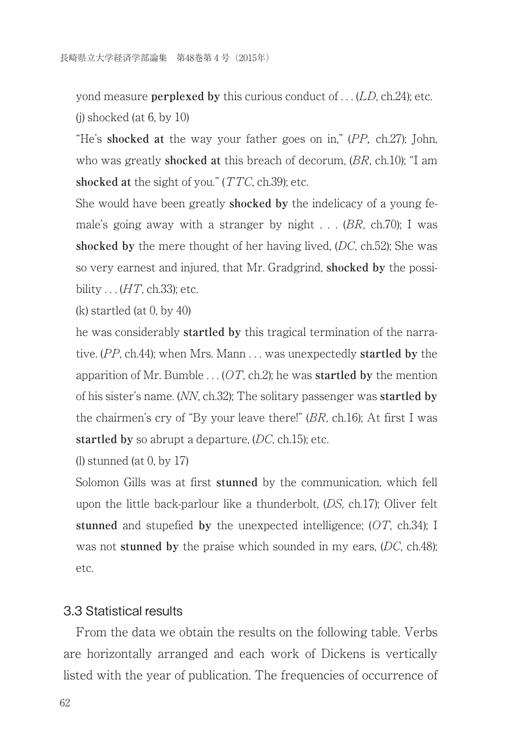yond measure **perplexed by** this curious conduct of . . . (*LD*, ch.24); etc.

(j) shocked (at 6, by 10)

"He's **shocked at** the way your father goes on in," (*PP,* ch.27); John, who was greatly **shocked at** this breach of decorum, (*BR*, ch.10); "I am **shocked at** the sight of you." (*TTC*, ch.39); etc.

She would have been greatly **shocked by** the indelicacy of a young female's going away with a stranger by night . . . (*BR*, ch.70); I was **shocked by** the mere thought of her having lived, (*DC*, ch.52); She was so very earnest and injured, that Mr. Gradgrind, **shocked by** the possibility . . . (*HT*, ch.33); etc.

(k) startled (at 0, by 40)

he was considerably **startled by** this tragical termination of the narrative. (*PP*, ch.44); when Mrs. Mann . . . was unexpectedly **startled by** the apparition of Mr. Bumble . . . (*OT*, ch.2); he was **startled by** the mention of his sister's name. (*NN*, ch.32); The solitary passenger was **startled by** the chairmen's cry of "By your leave there!" (*BR*, ch.16); At first I was **startled by** so abrupt a departure, (*DC*, ch.15); etc.

(l) stunned (at 0, by 17)

Solomon Gills was at first **stunned** by the communication, which fell upon the little back-parlour like a thunderbolt, (*DS*, ch.17); Oliver felt **stunned** and stupefied **by** the unexpected intelligence; (*OT*, ch.34); I was not **stunned by** the praise which sounded in my ears, (*DC*, ch.48); etc.

### 3.3 Statistical results

From the data we obtain the results on the following table. Verbs are horizontally arranged and each work of Dickens is vertically listed with the year of publication. The frequencies of occurrence of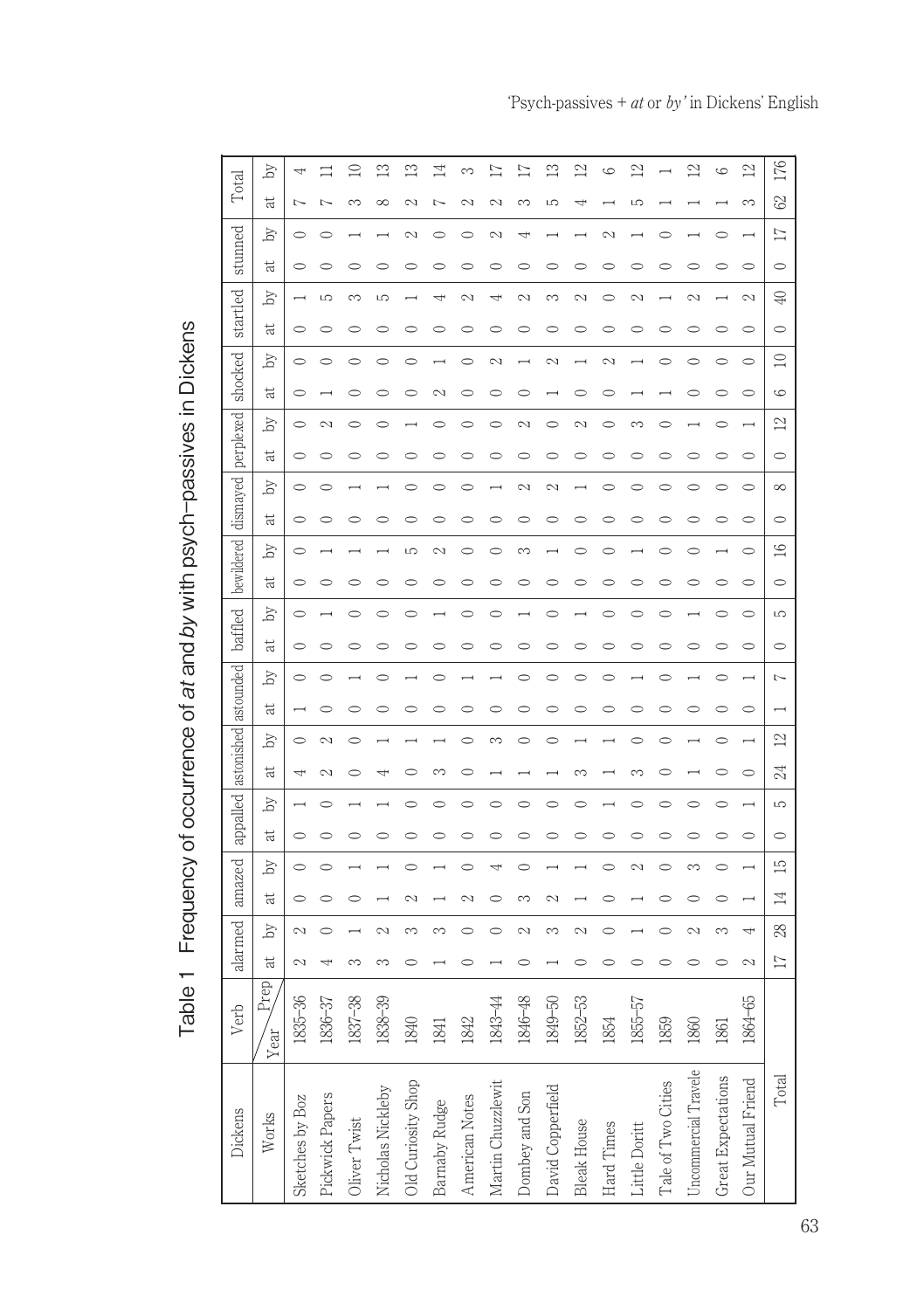Table 1 Frequency of occurrence of *at* and *by* with psych-passives in Dickens

| Dickens | Verb | alarmed | | amazed | | appalled | | astonished | | astounded | | baffled | | bewildered | | dismayed | | perplexed | | shocked | | startled | | stunned | | Total | |
|---|---|---|---|---|---|---|---|---|---|---|---|---|---|---|---|---|---|---|---|---|---|---|---|---|---|---|---|
| Works | Year / Prep | at | by | at | by | at | by | at | by | at | by | at | by | at | by | at | by | at | by | at | by | at | by | at | by | at | by |
| Sketches by Boz | 1835–36 | 2 | 2 | 0 | 0 | 0 | 1 | 4 | 0 | 1 | 0 | 0 | 0 | 0 | 0 | 0 | 0 | 0 | 0 | 0 | 0 | 0 | 1 | 0 | 0 | 7 | 4 |
| Pickwick Papers | 1836–37 | 4 | 0 | 0 | 0 | 0 | 0 | 2 | 2 | 0 | 0 | 0 | 1 | 0 | 1 | 0 | 0 | 0 | 2 | 1 | 0 | 0 | 5 | 0 | 0 | 7 | 11 |
| Oliver Twist | 1837–38 | 3 | 1 | 0 | 1 | 0 | 1 | 0 | 0 | 0 | 1 | 0 | 0 | 0 | 1 | 0 | 1 | 0 | 0 | 0 | 0 | 0 | 3 | 0 | 1 | 3 | 10 |
| Nicholas Nickleby | 1838–39 | 3 | 2 | 1 | 1 | 0 | 1 | 4 | 1 | 0 | 0 | 0 | 0 | 0 | 1 | 0 | 1 | 0 | 0 | 0 | 0 | 0 | 5 | 0 | 1 | 8 | 13 |
| Old Curiosity Shop | 1840 | 0 | 3 | 2 | 0 | 0 | 0 | 0 | 1 | 0 | 1 | 0 | 0 | 0 | 5 | 0 | 0 | 0 | 1 | 0 | 0 | 0 | 1 | 0 | 2 | 2 | 13 |
| Barnaby Rudge | 1841 | 1 | 3 | 1 | 1 | 0 | 0 | 3 | 1 | 0 | 0 | 0 | 1 | 0 | 2 | 0 | 0 | 0 | 0 | 2 | 1 | 0 | 4 | 0 | 0 | 7 | 14 |
| American Notes | 1842 | 0 | 0 | 2 | 0 | 0 | 0 | 0 | 0 | 0 | 1 | 0 | 0 | 0 | 0 | 0 | 0 | 0 | 0 | 0 | 0 | 0 | 2 | 0 | 0 | 2 | 3 |
| Martin Chuzzlewit | 1843–44 | 1 | 0 | 0 | 4 | 0 | 0 | 1 | 3 | 0 | 1 | 0 | 0 | 0 | 0 | 0 | 1 | 0 | 0 | 0 | 2 | 0 | 4 | 0 | 2 | 2 | 17 |
| Dombey and Son | 1846–48 | 0 | 2 | 3 | 0 | 0 | 0 | 1 | 0 | 0 | 0 | 0 | 1 | 0 | 3 | 0 | 2 | 0 | 2 | 0 | 1 | 0 | 2 | 0 | 4 | 3 | 17 |
| David Copperfield | 1849–50 | 1 | 3 | 2 | 1 | 0 | 0 | 1 | 0 | 0 | 0 | 0 | 0 | 0 | 1 | 0 | 2 | 0 | 0 | 1 | 2 | 0 | 3 | 0 | 1 | 5 | 13 |
| Bleak House | 1852–53 | 0 | 2 | 1 | 1 | 0 | 0 | 3 | 1 | 0 | 0 | 0 | 1 | 0 | 0 | 0 | 1 | 0 | 2 | 0 | 1 | 0 | 2 | 0 | 1 | 4 | 12 |
| Hard Times | 1854 | 0 | 0 | 0 | 0 | 0 | 1 | 1 | 1 | 0 | 0 | 0 | 0 | 0 | 0 | 0 | 0 | 0 | 0 | 0 | 2 | 0 | 0 | 0 | 2 | 1 | 6 |
| Little Dorritt | 1855–57 | 0 | 1 | 1 | 2 | 0 | 0 | 3 | 0 | 0 | 1 | 0 | 0 | 0 | 1 | 0 | 0 | 0 | 3 | 1 | 1 | 0 | 2 | 0 | 1 | 5 | 12 |
| Tale of Two Cities | 1859 | 0 | 0 | 0 | 0 | 0 | 0 | 0 | 0 | 0 | 0 | 0 | 0 | 0 | 0 | 0 | 0 | 0 | 0 | 1 | 0 | 0 | 1 | 0 | 0 | 1 | 1 |
| Uncommercial Travele | 1860 | 0 | 2 | 0 | 3 | 0 | 0 | 1 | 1 | 0 | 1 | 0 | 1 | 0 | 0 | 0 | 0 | 0 | 1 | 0 | 0 | 0 | 2 | 0 | 1 | 1 | 12 |
| Great Expectations | 1861 | 0 | 3 | 0 | 0 | 0 | 0 | 0 | 0 | 0 | 0 | 0 | 0 | 0 | 1 | 0 | 0 | 0 | 0 | 0 | 0 | 0 | 1 | 0 | 0 | 1 | 6 |
| Our Mutual Friend | 1864–65 | 2 | 4 | 1 | 1 | 0 | 1 | 0 | 1 | 0 | 1 | 0 | 0 | 0 | 0 | 0 | 0 | 0 | 1 | 0 | 0 | 0 | 2 | 0 | 1 | 3 | 12 |
| Total | | 17 | 28 | 14 | 15 | 0 | 5 | 24 | 12 | 1 | 7 | 0 | 5 | 0 | 16 | 0 | 8 | 0 | 12 | 6 | 10 | 0 | 40 | 0 | 17 | 62 | 176 |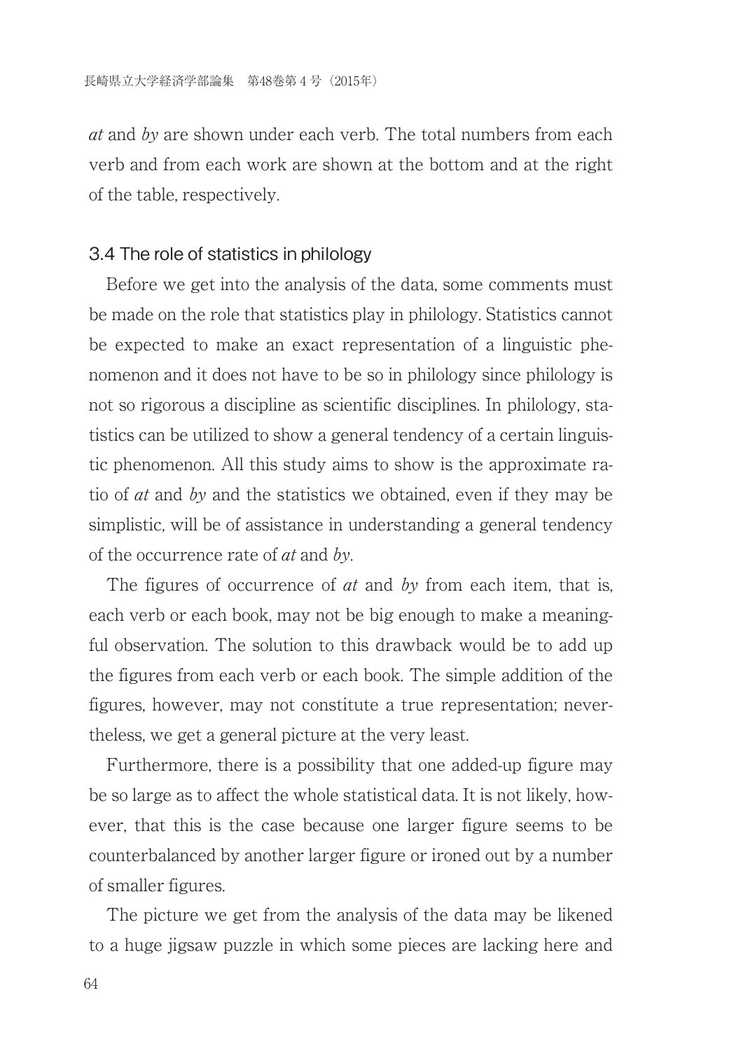*at* and *by* are shown under each verb. The total numbers from each verb and from each work are shown at the bottom and at the right of the table, respectively.

### 3.4 The role of statistics in philology

Before we get into the analysis of the data, some comments must be made on the role that statistics play in philology. Statistics cannot be expected to make an exact representation of a linguistic phenomenon and it does not have to be so in philology since philology is not so rigorous a discipline as scientific disciplines. In philology, statistics can be utilized to show a general tendency of a certain linguistic phenomenon. All this study aims to show is the approximate ratio of *at* and *by* and the statistics we obtained, even if they may be simplistic, will be of assistance in understanding a general tendency of the occurrence rate of *at* and *by*.

The figures of occurrence of *at* and *by* from each item, that is, each verb or each book, may not be big enough to make a meaningful observation. The solution to this drawback would be to add up the figures from each verb or each book. The simple addition of the figures, however, may not constitute a true representation; nevertheless, we get a general picture at the very least.

Furthermore, there is a possibility that one added-up figure may be so large as to affect the whole statistical data. It is not likely, however, that this is the case because one larger figure seems to be counterbalanced by another larger figure or ironed out by a number of smaller figures.

The picture we get from the analysis of the data may be likened to a huge jigsaw puzzle in which some pieces are lacking here and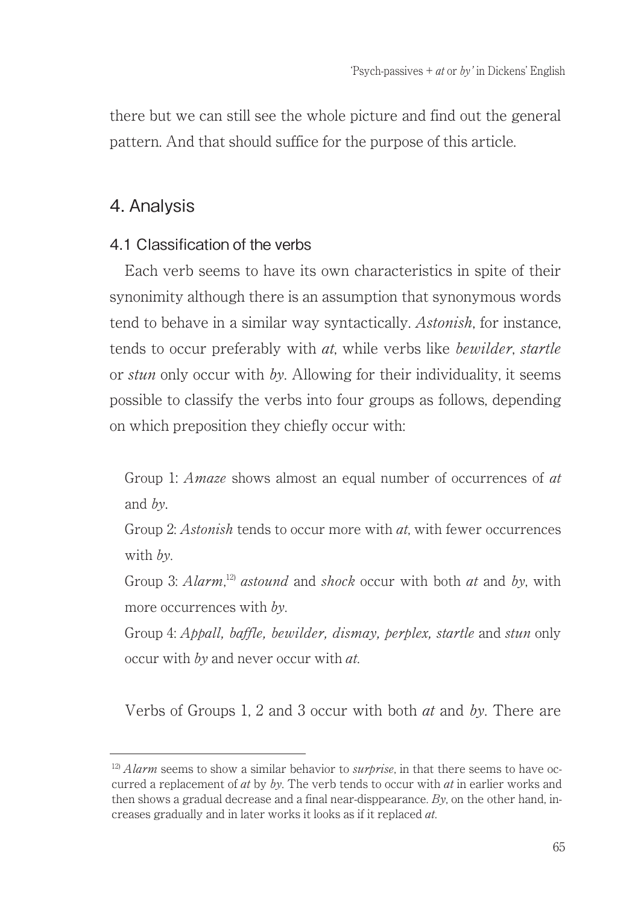there but we can still see the whole picture and find out the general pattern. And that should suffice for the purpose of this article.

## 4. Analysis

### 4.1 Classification of the verbs

Each verb seems to have its own characteristics in spite of their synonimity although there is an assumption that synonymous words tend to behave in a similar way syntactically. *Astonish*, for instance, tends to occur preferably with *at*, while verbs like *bewilder*, *startle* or *stun* only occur with *by*. Allowing for their individuality, it seems possible to classify the verbs into four groups as follows, depending on which preposition they chiefly occur with:

Group 1: *Amaze* shows almost an equal number of occurrences of *at* and *by*.

Group 2: *Astonish* tends to occur more with *at*, with fewer occurrences with *by*.

Group 3: *Alarm*,[12] *astound* and *shock* occur with both *at* and *by*, with more occurrences with *by*.

Group 4: *Appall, baffle, bewilder, dismay, perplex, startle* and *stun* only occur with *by* and never occur with *at*.

Verbs of Groups 1, 2 and 3 occur with both *at* and *by*. There are

[12] *Alarm* seems to show a similar behavior to *surprise*, in that there seems to have occurred a replacement of *at* by *by*. The verb tends to occur with *at* in earlier works and then shows a gradual decrease and a final near-disppearance. *By*, on the other hand, increases gradually and in later works it looks as if it replaced *at*.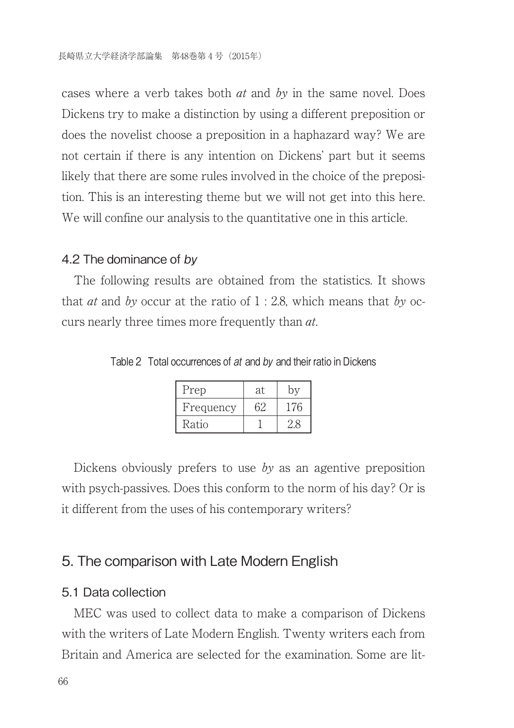cases where a verb takes both *at* and *by* in the same novel. Does Dickens try to make a distinction by using a different preposition or does the novelist choose a preposition in a haphazard way? We are not certain if there is any intention on Dickens' part but it seems likely that there are some rules involved in the choice of the preposition. This is an interesting theme but we will not get into this here. We will confine our analysis to the quantitative one in this article.

### 4.2 The dominance of *by*

The following results are obtained from the statistics. It shows that *at* and *by* occur at the ratio of 1 : 2.8, which means that *by* occurs nearly three times more frequently than *at*.

Table 2 Total occurrences of *at* and *by* and their ratio in Dickens

| Prep | at | by |
|---|---|---|
| Frequency | 62 | 176 |
| Ratio | 1 | 2.8 |

Dickens obviously prefers to use *by* as an agentive preposition with psych-passives. Does this conform to the norm of his day? Or is it different from the uses of his contemporary writers?

## 5. The comparison with Late Modern English

### 5.1 Data collection

MEC was used to collect data to make a comparison of Dickens with the writers of Late Modern English. Twenty writers each from Britain and America are selected for the examination. Some are lit-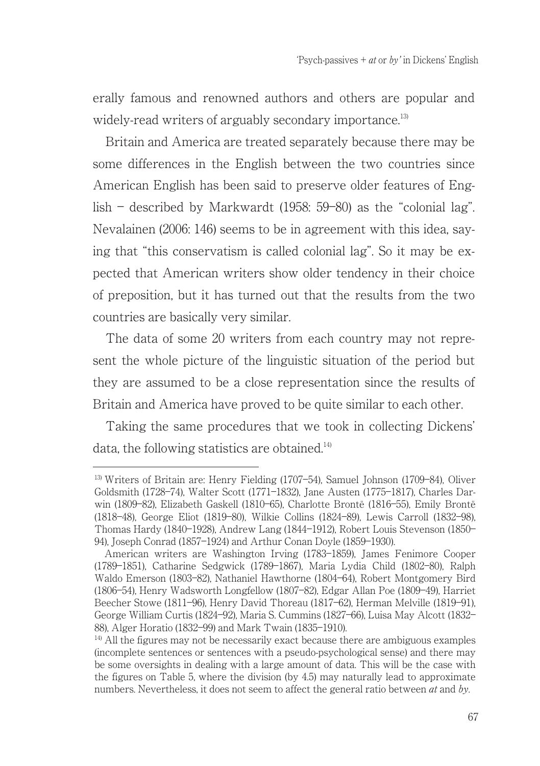erally famous and renowned authors and others are popular and widely-read writers of arguably secondary importance.[13)]

Britain and America are treated separately because there may be some differences in the English between the two countries since American English has been said to preserve older features of English – described by Markwardt (1958: 59–80) as the "colonial lag". Nevalainen (2006: 146) seems to be in agreement with this idea, saying that "this conservatism is called colonial lag". So it may be expected that American writers show older tendency in their choice of preposition, but it has turned out that the results from the two countries are basically very similar.

The data of some 20 writers from each country may not represent the whole picture of the linguistic situation of the period but they are assumed to be a close representation since the results of Britain and America have proved to be quite similar to each other.

Taking the same procedures that we took in collecting Dickens' data, the following statistics are obtained.[14)]

---

[13)] Writers of Britain are: Henry Fielding (1707–54), Samuel Johnson (1709–84), Oliver Goldsmith (1728–74), Walter Scott (1771–1832), Jane Austen (1775–1817), Charles Darwin (1809–82), Elizabeth Gaskell (1810–65), Charlotte Brontë (1816–55), Emily Brontë (1818–48), George Eliot (1819–80), Wilkie Collins (1824–89), Lewis Carroll (1832–98), Thomas Hardy (1840–1928), Andrew Lang (1844–1912), Robert Louis Stevenson (1850–94), Joseph Conrad (1857–1924) and Arthur Conan Doyle (1859–1930).

American writers are Washington Irving (1783–1859), James Fenimore Cooper (1789–1851), Catharine Sedgwick (1789–1867), Maria Lydia Child (1802–80), Ralph Waldo Emerson (1803–82), Nathaniel Hawthorne (1804–64), Robert Montgomery Bird (1806–54), Henry Wadsworth Longfellow (1807–82), Edgar Allan Poe (1809–49), Harriet Beecher Stowe (1811–96), Henry David Thoreau (1817–62), Herman Melville (1819–91), George William Curtis (1824–92), Maria S. Cummins (1827–66), Luisa May Alcott (1832–88), Alger Horatio (1832–99) and Mark Twain (1835–1910).

[14)] All the figures may not be necessarily exact because there are ambiguous examples (incomplete sentences or sentences with a pseudo-psychological sense) and there may be some oversights in dealing with a large amount of data. This will be the case with the figures on Table 5, where the division (by 4.5) may naturally lead to approximate numbers. Nevertheless, it does not seem to affect the general ratio between *at* and *by*.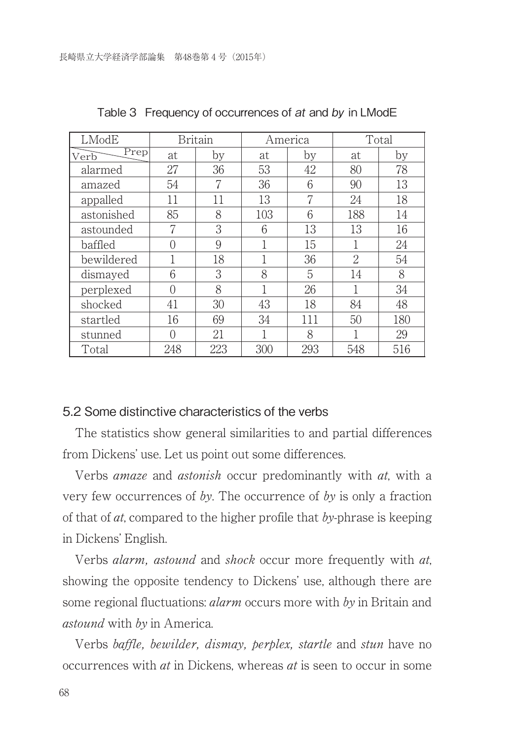Table 3 Frequency of occurrences of *at* and *by* in LModE

| LModE | Britain | | America | | Total | |
|---|---|---|---|---|---|---|
| Verb \ Prep | at | by | at | by | at | by |
| alarmed | 27 | 36 | 53 | 42 | 80 | 78 |
| amazed | 54 | 7 | 36 | 6 | 90 | 13 |
| appalled | 11 | 11 | 13 | 7 | 24 | 18 |
| astonished | 85 | 8 | 103 | 6 | 188 | 14 |
| astounded | 7 | 3 | 6 | 13 | 13 | 16 |
| baffled | 0 | 9 | 1 | 15 | 1 | 24 |
| bewildered | 1 | 18 | 1 | 36 | 2 | 54 |
| dismayed | 6 | 3 | 8 | 5 | 14 | 8 |
| perplexed | 0 | 8 | 1 | 26 | 1 | 34 |
| shocked | 41 | 30 | 43 | 18 | 84 | 48 |
| startled | 16 | 69 | 34 | 111 | 50 | 180 |
| stunned | 0 | 21 | 1 | 8 | 1 | 29 |
| Total | 248 | 223 | 300 | 293 | 548 | 516 |

## 5.2 Some distinctive characteristics of the verbs

The statistics show general similarities to and partial differences from Dickens' use. Let us point out some differences.

Verbs *amaze* and *astonish* occur predominantly with *at*, with a very few occurrences of *by*. The occurrence of *by* is only a fraction of that of *at*, compared to the higher profile that *by*-phrase is keeping in Dickens' English.

Verbs *alarm, astound* and *shock* occur more frequently with *at*, showing the opposite tendency to Dickens' use, although there are some regional fluctuations: *alarm* occurs more with *by* in Britain and *astound* with *by* in America.

Verbs *baffle, bewilder, dismay, perplex, startle* and *stun* have no occurrences with *at* in Dickens, whereas *at* is seen to occur in some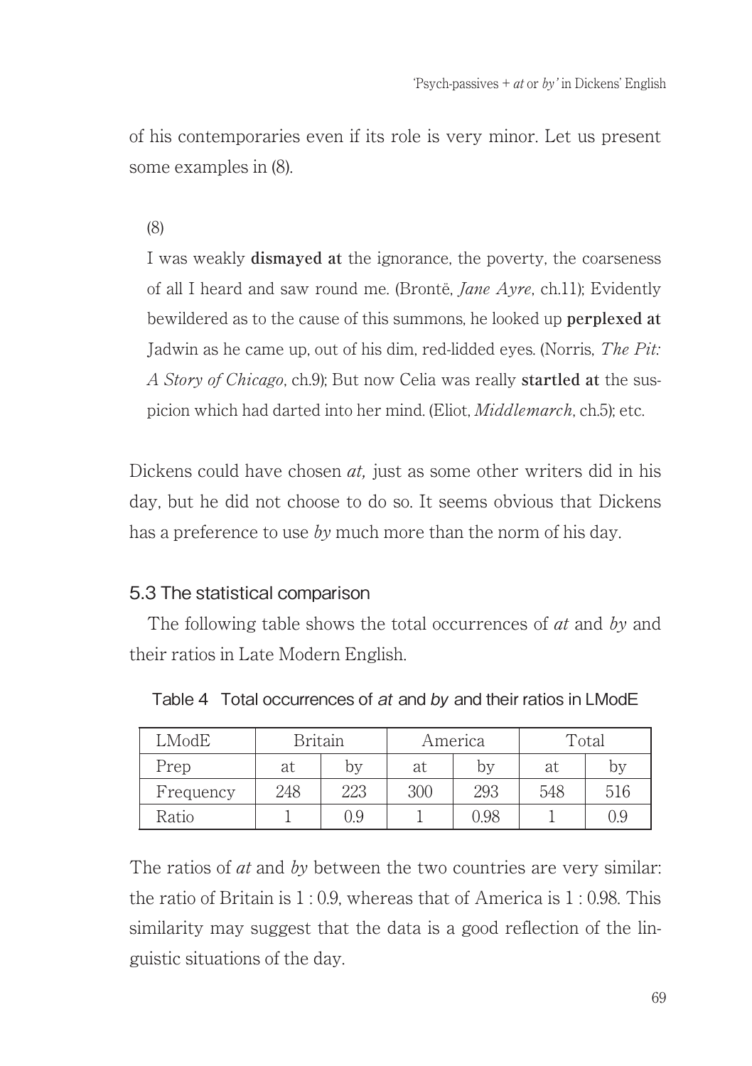of his contemporaries even if its role is very minor. Let us present some examples in (8).

(8)

I was weakly **dismayed at** the ignorance, the poverty, the coarseness of all I heard and saw round me. (Brontë, *Jane Ayre*, ch.11); Evidently bewildered as to the cause of this summons, he looked up **perplexed at** Jadwin as he came up, out of his dim, red-lidded eyes. (Norris, *The Pit: A Story of Chicago*, ch.9); But now Celia was really **startled at** the suspicion which had darted into her mind. (Eliot, *Middlemarch*, ch.5); etc.

Dickens could have chosen *at,* just as some other writers did in his day, but he did not choose to do so. It seems obvious that Dickens has a preference to use *by* much more than the norm of his day.

### 5.3 The statistical comparison

The following table shows the total occurrences of *at* and *by* and their ratios in Late Modern English.

Table 4 Total occurrences of *at* and *by* and their ratios in LModE

| LModE | Britain | | America | | Total | |
|---|---|---|---|---|---|---|
| Prep | at | by | at | by | at | by |
| Frequency | 248 | 223 | 300 | 293 | 548 | 516 |
| Ratio | 1 | 0.9 | 1 | 0.98 | 1 | 0.9 |

The ratios of *at* and *by* between the two countries are very similar: the ratio of Britain is 1 : 0.9, whereas that of America is 1 : 0.98. This similarity may suggest that the data is a good reflection of the linguistic situations of the day.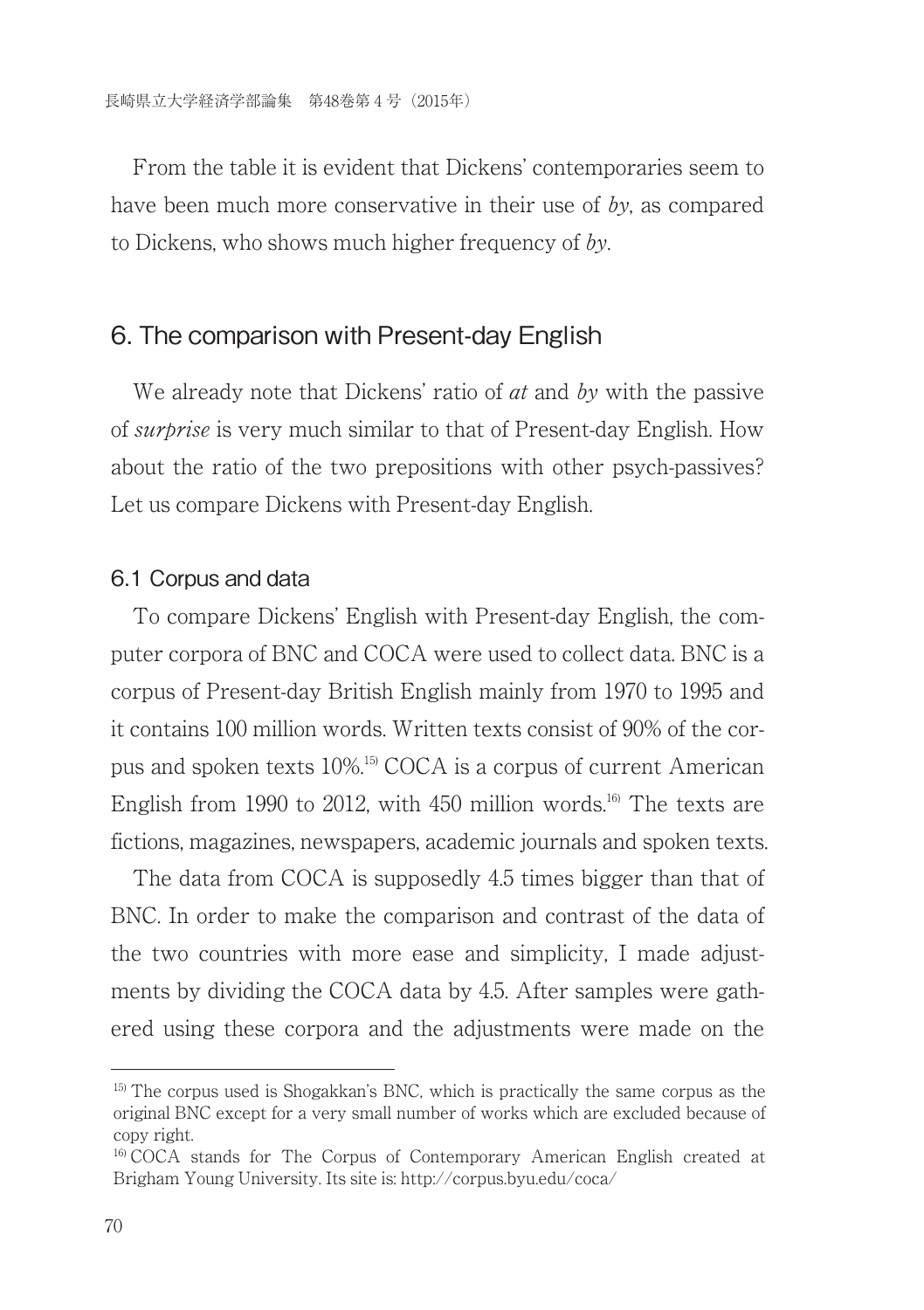From the table it is evident that Dickens' contemporaries seem to have been much more conservative in their use of *by*, as compared to Dickens, who shows much higher frequency of *by*.

## 6. The comparison with Present-day English

We already note that Dickens' ratio of *at* and *by* with the passive of *surprise* is very much similar to that of Present-day English. How about the ratio of the two prepositions with other psych-passives? Let us compare Dickens with Present-day English.

### 6.1 Corpus and data

To compare Dickens' English with Present-day English, the computer corpora of BNC and COCA were used to collect data. BNC is a corpus of Present-day British English mainly from 1970 to 1995 and it contains 100 million words. Written texts consist of 90% of the corpus and spoken texts 10%.[15] COCA is a corpus of current American English from 1990 to 2012, with 450 million words.[16] The texts are fictions, magazines, newspapers, academic journals and spoken texts.

The data from COCA is supposedly 4.5 times bigger than that of BNC. In order to make the comparison and contrast of the data of the two countries with more ease and simplicity, I made adjustments by dividing the COCA data by 4.5. After samples were gathered using these corpora and the adjustments were made on the

---

[15] The corpus used is Shogakkan's BNC, which is practically the same corpus as the original BNC except for a very small number of works which are excluded because of copy right.

[16] COCA stands for The Corpus of Contemporary American English created at Brigham Young University. Its site is: http://corpus.byu.edu/coca/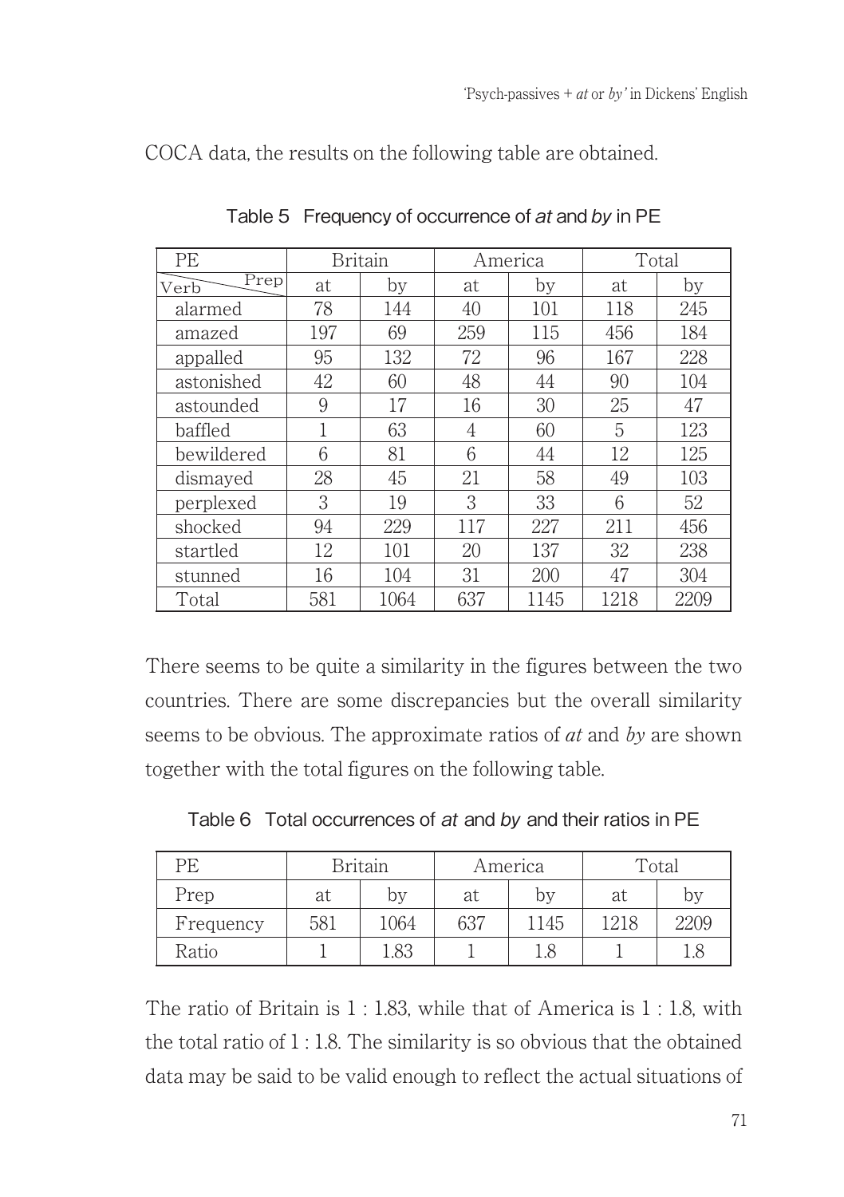COCA data, the results on the following table are obtained.

Table 5 Frequency of occurrence of *at* and *by* in PE

| PE | Britain | | America | | Total | |
|---|---|---|---|---|---|---|
| Verb \ Prep | at | by | at | by | at | by |
| alarmed | 78 | 144 | 40 | 101 | 118 | 245 |
| amazed | 197 | 69 | 259 | 115 | 456 | 184 |
| appalled | 95 | 132 | 72 | 96 | 167 | 228 |
| astonished | 42 | 60 | 48 | 44 | 90 | 104 |
| astounded | 9 | 17 | 16 | 30 | 25 | 47 |
| baffled | 1 | 63 | 4 | 60 | 5 | 123 |
| bewildered | 6 | 81 | 6 | 44 | 12 | 125 |
| dismayed | 28 | 45 | 21 | 58 | 49 | 103 |
| perplexed | 3 | 19 | 3 | 33 | 6 | 52 |
| shocked | 94 | 229 | 117 | 227 | 211 | 456 |
| startled | 12 | 101 | 20 | 137 | 32 | 238 |
| stunned | 16 | 104 | 31 | 200 | 47 | 304 |
| Total | 581 | 1064 | 637 | 1145 | 1218 | 2209 |

There seems to be quite a similarity in the figures between the two countries. There are some discrepancies but the overall similarity seems to be obvious. The approximate ratios of *at* and *by* are shown together with the total figures on the following table.

Table 6 Total occurrences of *at* and *by* and their ratios in PE

| PE | Britain | | America | | Total | |
|---|---|---|---|---|---|---|
| Prep | at | by | at | by | at | by |
| Frequency | 581 | 1064 | 637 | 1145 | 1218 | 2209 |
| Ratio | 1 | 1.83 | 1 | 1.8 | 1 | 1.8 |

The ratio of Britain is 1 : 1.83, while that of America is 1 : 1.8, with the total ratio of 1 : 1.8. The similarity is so obvious that the obtained data may be said to be valid enough to reflect the actual situations of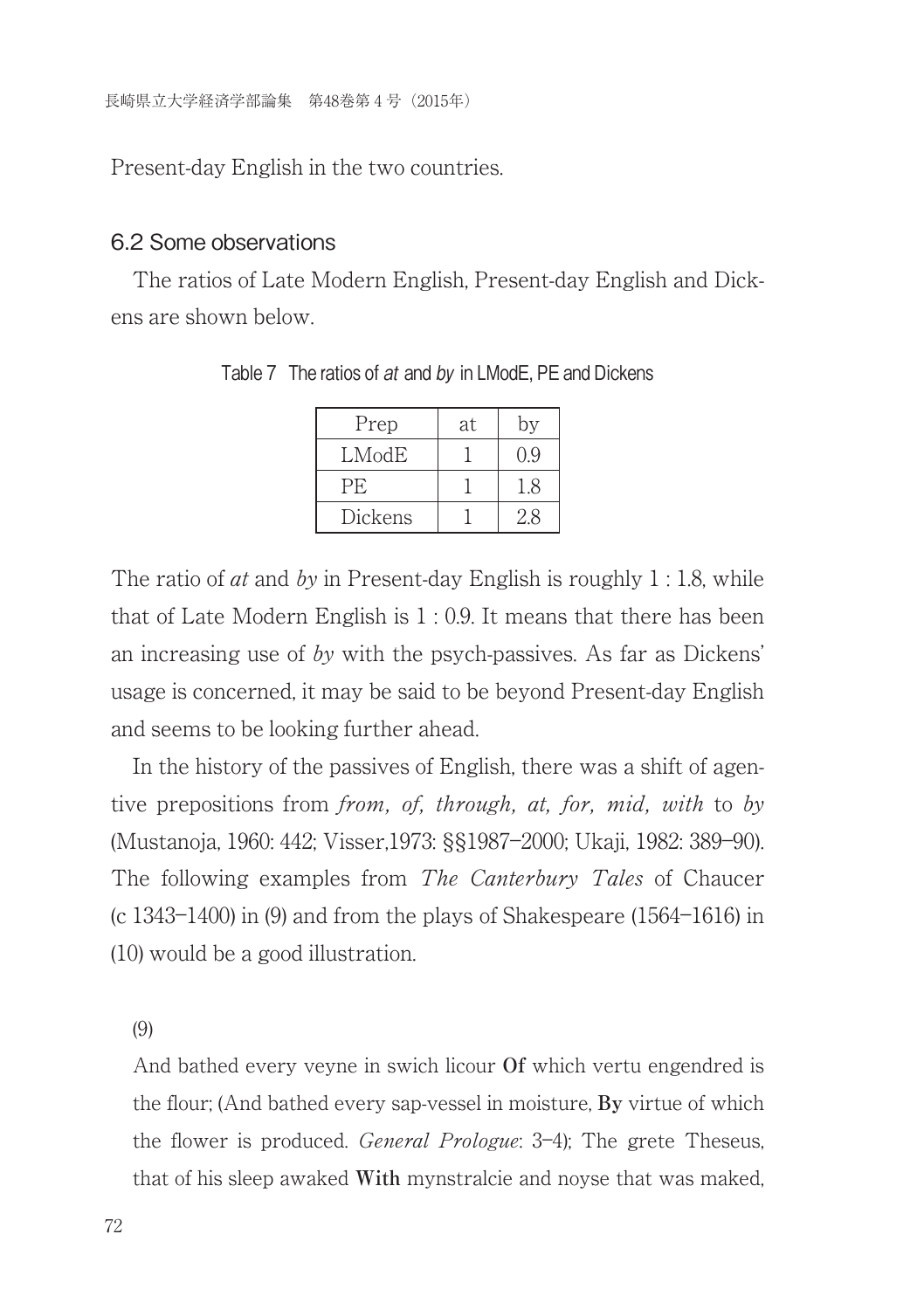Present-day English in the two countries.

## 6.2 Some observations

The ratios of Late Modern English, Present-day English and Dickens are shown below.

Table 7 The ratios of *at* and *by* in LModE, PE and Dickens

| Prep | at | by |
|---|---|---|
| LModE | 1 | 0.9 |
| PE | 1 | 1.8 |
| Dickens | 1 | 2.8 |

The ratio of *at* and *by* in Present-day English is roughly 1 : 1.8, while that of Late Modern English is 1 : 0.9. It means that there has been an increasing use of *by* with the psych-passives. As far as Dickens' usage is concerned, it may be said to be beyond Present-day English and seems to be looking further ahead.

In the history of the passives of English, there was a shift of agentive prepositions from *from, of, through, at, for, mid, with* to *by* (Mustanoja, 1960: 442; Visser,1973: §§1987–2000; Ukaji, 1982: 389–90). The following examples from *The Canterbury Tales* of Chaucer (c 1343–1400) in (9) and from the plays of Shakespeare (1564–1616) in (10) would be a good illustration.

(9)

And bathed every veyne in swich licour **Of** which vertu engendred is the flour; (And bathed every sap-vessel in moisture, **By** virtue of which the flower is produced. *General Prologue*: 3–4); The grete Theseus, that of his sleep awaked **With** mynstralcie and noyse that was maked,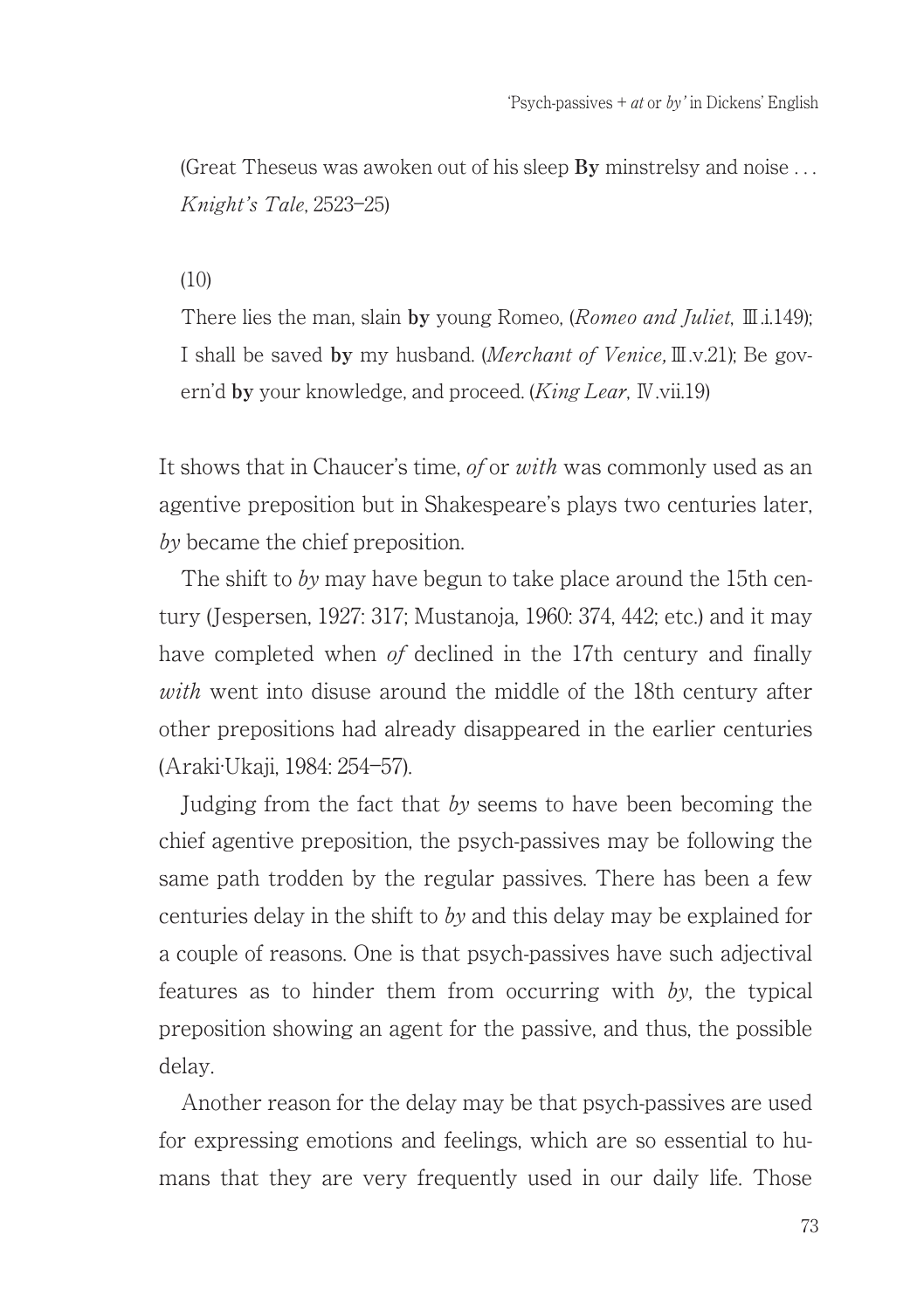(Great Theseus was awoken out of his sleep **By** minstrelsy and noise . . . *Knight's Tale*, 2523–25)

(10)

There lies the man, slain **by** young Romeo, (*Romeo and Juliet*, Ⅲ.i.149); I shall be saved **by** my husband. (*Merchant of Venice,* Ⅲ.v.21); Be govern'd **by** your knowledge, and proceed. (*King Lear*, Ⅳ.vii.19)

It shows that in Chaucer's time, *of* or *with* was commonly used as an agentive preposition but in Shakespeare's plays two centuries later, *by* became the chief preposition.

The shift to *by* may have begun to take place around the 15th century (Jespersen, 1927: 317; Mustanoja, 1960: 374, 442; etc.) and it may have completed when *of* declined in the 17th century and finally *with* went into disuse around the middle of the 18th century after other prepositions had already disappeared in the earlier centuries (Araki·Ukaji, 1984: 254–57).

Judging from the fact that *by* seems to have been becoming the chief agentive preposition, the psych-passives may be following the same path trodden by the regular passives. There has been a few centuries delay in the shift to *by* and this delay may be explained for a couple of reasons. One is that psych-passives have such adjectival features as to hinder them from occurring with *by*, the typical preposition showing an agent for the passive, and thus, the possible delay.

Another reason for the delay may be that psych-passives are used for expressing emotions and feelings, which are so essential to humans that they are very frequently used in our daily life. Those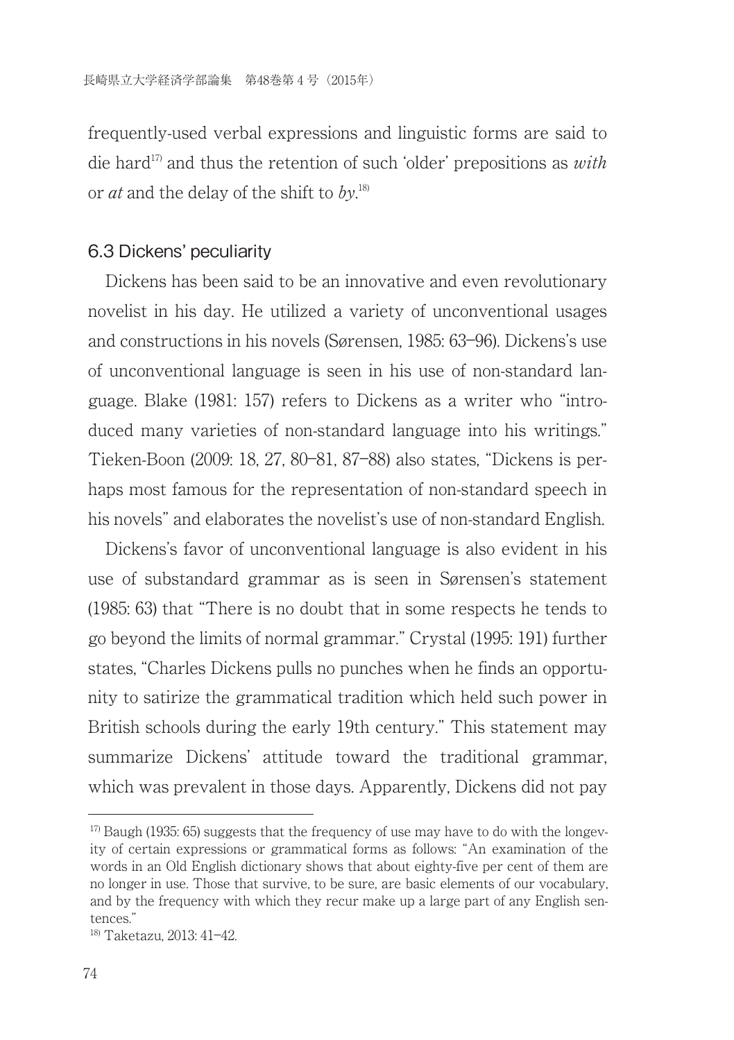frequently-used verbal expressions and linguistic forms are said to die hard[17] and thus the retention of such 'older' prepositions as *with* or *at* and the delay of the shift to *by*.[18]

### 6.3 Dickens' peculiarity

Dickens has been said to be an innovative and even revolutionary novelist in his day. He utilized a variety of unconventional usages and constructions in his novels (Sørensen, 1985: 63–96). Dickens's use of unconventional language is seen in his use of non-standard language. Blake (1981: 157) refers to Dickens as a writer who "introduced many varieties of non-standard language into his writings." Tieken-Boon (2009: 18, 27, 80–81, 87–88) also states, "Dickens is perhaps most famous for the representation of non-standard speech in his novels" and elaborates the novelist's use of non-standard English.

Dickens's favor of unconventional language is also evident in his use of substandard grammar as is seen in Sørensen's statement (1985: 63) that "There is no doubt that in some respects he tends to go beyond the limits of normal grammar." Crystal (1995: 191) further states, "Charles Dickens pulls no punches when he finds an opportunity to satirize the grammatical tradition which held such power in British schools during the early 19th century." This statement may summarize Dickens' attitude toward the traditional grammar, which was prevalent in those days. Apparently, Dickens did not pay

---

[17] Baugh (1935: 65) suggests that the frequency of use may have to do with the longevity of certain expressions or grammatical forms as follows: "An examination of the words in an Old English dictionary shows that about eighty-five per cent of them are no longer in use. Those that survive, to be sure, are basic elements of our vocabulary, and by the frequency with which they recur make up a large part of any English sentences."

[18] Taketazu, 2013: 41–42.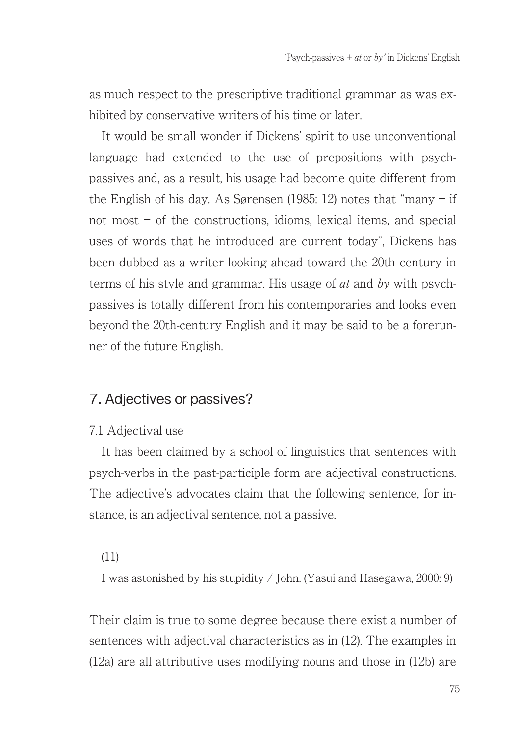as much respect to the prescriptive traditional grammar as was exhibited by conservative writers of his time or later.

It would be small wonder if Dickens' spirit to use unconventional language had extended to the use of prepositions with psych-passives and, as a result, his usage had become quite different from the English of his day. As Sørensen (1985: 12) notes that "many – if not most – of the constructions, idioms, lexical items, and special uses of words that he introduced are current today", Dickens has been dubbed as a writer looking ahead toward the 20th century in terms of his style and grammar. His usage of *at* and *by* with psych-passives is totally different from his contemporaries and looks even beyond the 20th-century English and it may be said to be a forerunner of the future English.

## 7. Adjectives or passives?

### 7.1 Adjectival use

It has been claimed by a school of linguistics that sentences with psych-verbs in the past-participle form are adjectival constructions. The adjective's advocates claim that the following sentence, for instance, is an adjectival sentence, not a passive.

(11)

I was astonished by his stupidity / John. (Yasui and Hasegawa, 2000: 9)

Their claim is true to some degree because there exist a number of sentences with adjectival characteristics as in (12). The examples in (12a) are all attributive uses modifying nouns and those in (12b) are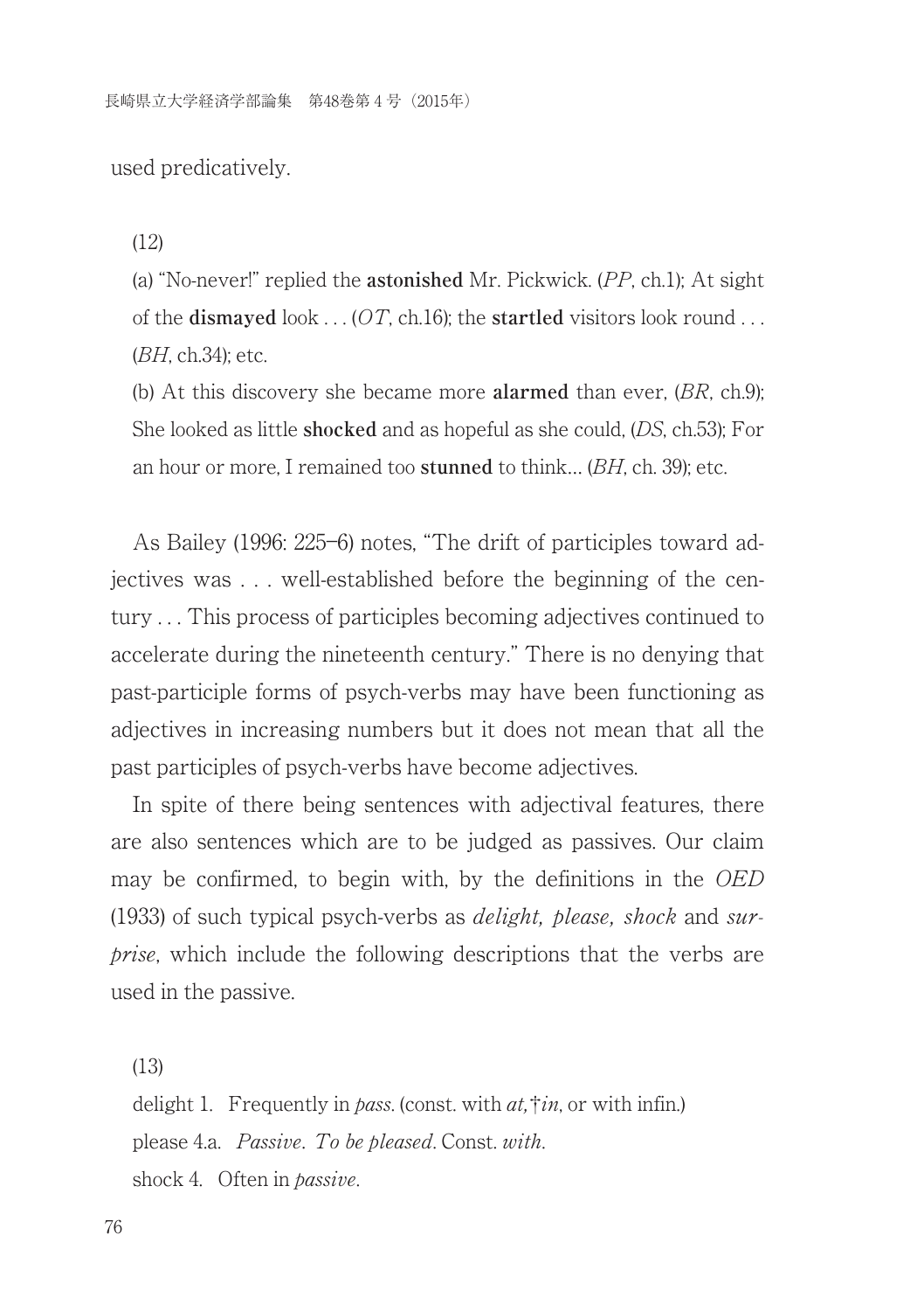used predicatively.

(12)

(a) "No-never!" replied the **astonished** Mr. Pickwick. (*PP*, ch.1); At sight of the **dismayed** look . . . (*OT*, ch.16); the **startled** visitors look round . . . (*BH*, ch.34); etc.

(b) At this discovery she became more **alarmed** than ever, (*BR*, ch.9); She looked as little **shocked** and as hopeful as she could, (*DS*, ch.53); For an hour or more, I remained too **stunned** to think... (*BH*, ch. 39); etc.

As Bailey (1996: 225–6) notes, "The drift of participles toward adjectives was . . . well-established before the beginning of the century . . . This process of participles becoming adjectives continued to accelerate during the nineteenth century." There is no denying that past-participle forms of psych-verbs may have been functioning as adjectives in increasing numbers but it does not mean that all the past participles of psych-verbs have become adjectives.

In spite of there being sentences with adjectival features, there are also sentences which are to be judged as passives. Our claim may be confirmed, to begin with, by the definitions in the *OED* (1933) of such typical psych-verbs as *delight, please, shock* and *surprise*, which include the following descriptions that the verbs are used in the passive.

(13)

delight 1. Frequently in *pass.* (const. with *at,* †*in*, or with infin.)

please 4.a. *Passive*. *To be pleased*. Const. *with*.

shock 4. Often in *passive*.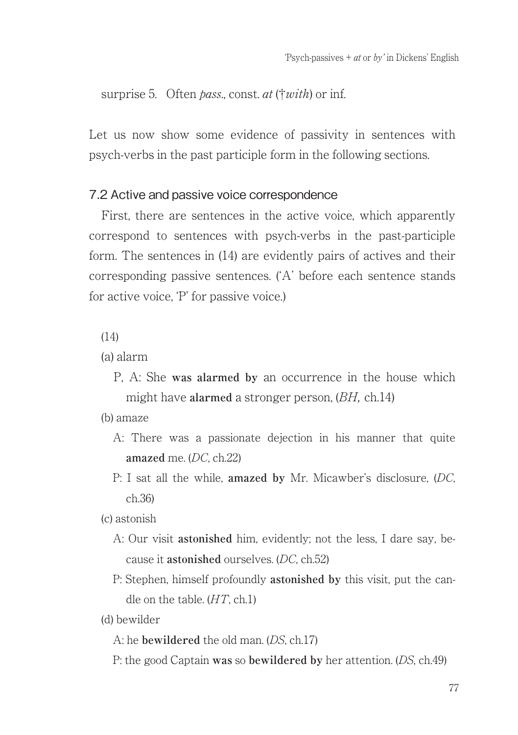surprise 5. Often *pass.*, const. *at* (†*with*) or inf.

Let us now show some evidence of passivity in sentences with psych-verbs in the past participle form in the following sections.

### 7.2 Active and passive voice correspondence

First, there are sentences in the active voice, which apparently correspond to sentences with psych-verbs in the past-participle form. The sentences in (14) are evidently pairs of actives and their corresponding passive sentences. ('A' before each sentence stands for active voice, 'P' for passive voice.)

(14)

(a) alarm

P, A: She **was alarmed by** an occurrence in the house which might have **alarmed** a stronger person, (*BH,* ch.14)

(b) amaze

A: There was a passionate dejection in his manner that quite **amazed** me. (*DC*, ch.22)

P: I sat all the while, **amazed by** Mr. Micawber's disclosure, (*DC*, ch.36)

(c) astonish

A: Our visit **astonished** him, evidently; not the less, I dare say, because it **astonished** ourselves. (*DC*, ch.52)

P: Stephen, himself profoundly **astonished by** this visit, put the candle on the table. (*HT*, ch.1)

(d) bewilder

A: he **bewildered** the old man. (*DS*, ch.17)

P: the good Captain **was** so **bewildered by** her attention. (*DS*, ch.49)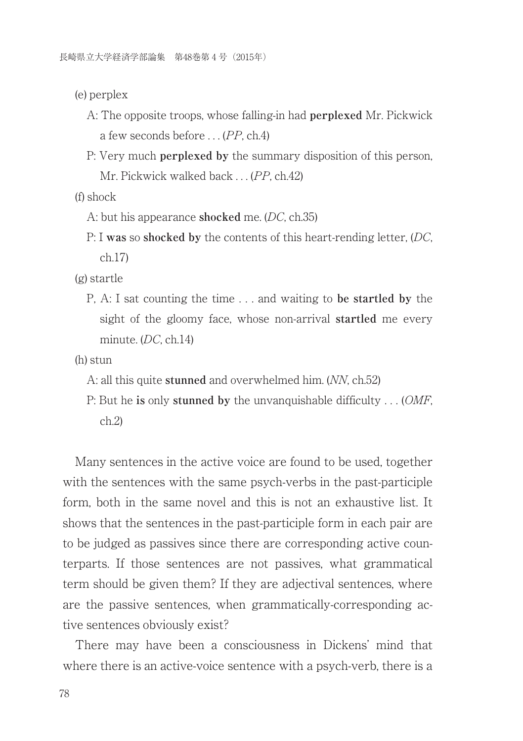(e) perplex

A: The opposite troops, whose falling-in had **perplexed** Mr. Pickwick a few seconds before . . . (*PP*, ch.4)

P: Very much **perplexed by** the summary disposition of this person, Mr. Pickwick walked back . . . (*PP*, ch.42)

(f) shock

A: but his appearance **shocked** me. (*DC*, ch.35)

P: I **was** so **shocked by** the contents of this heart-rending letter, (*DC*, ch.17)

(g) startle

P, A: I sat counting the time . . . and waiting to **be startled by** the sight of the gloomy face, whose non-arrival **startled** me every minute. (*DC*, ch.14)

(h) stun

A: all this quite **stunned** and overwhelmed him. (*NN*, ch.52)

P: But he **is** only **stunned by** the unvanquishable difficulty . . . (*OMF*, ch.2)

Many sentences in the active voice are found to be used, together with the sentences with the same psych-verbs in the past-participle form, both in the same novel and this is not an exhaustive list. It shows that the sentences in the past-participle form in each pair are to be judged as passives since there are corresponding active counterparts. If those sentences are not passives, what grammatical term should be given them? If they are adjectival sentences, where are the passive sentences, when grammatically-corresponding active sentences obviously exist?

There may have been a consciousness in Dickens' mind that where there is an active-voice sentence with a psych-verb, there is a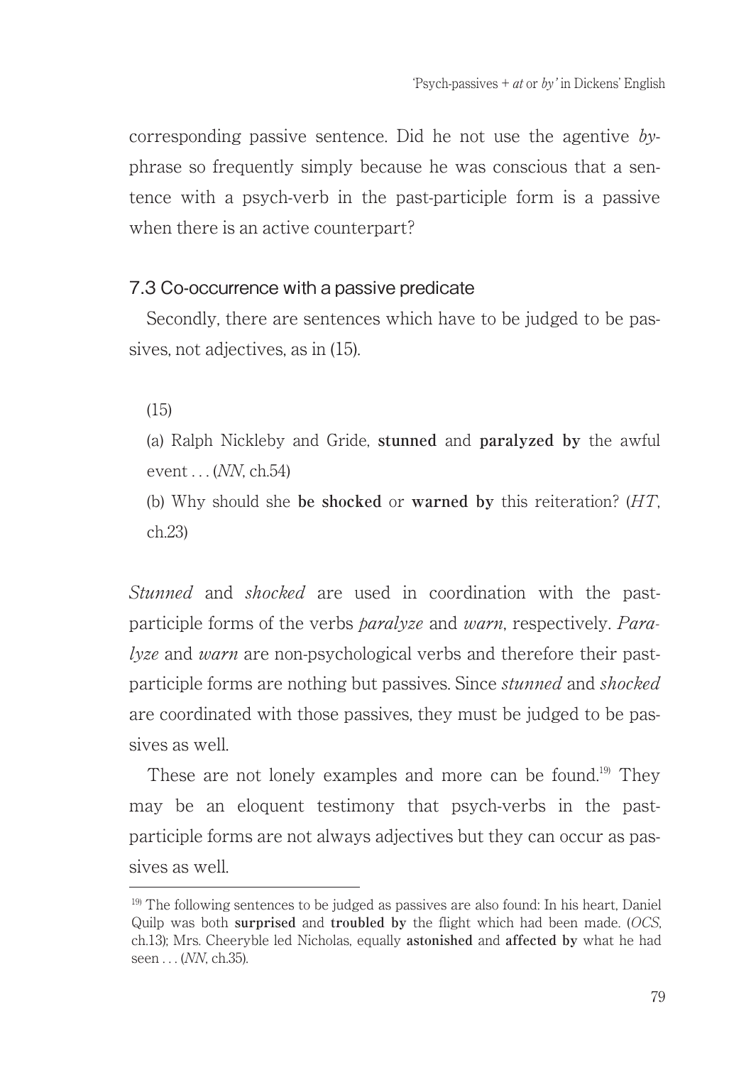corresponding passive sentence. Did he not use the agentive *by*-phrase so frequently simply because he was conscious that a sentence with a psych-verb in the past-participle form is a passive when there is an active counterpart?

### 7.3 Co-occurrence with a passive predicate

Secondly, there are sentences which have to be judged to be passives, not adjectives, as in (15).

(15)

(a) Ralph Nickleby and Gride, **stunned** and **paralyzed by** the awful event . . . (*NN*, ch.54)

(b) Why should she **be shocked** or **warned by** this reiteration? (*HT*, ch.23)

*Stunned* and *shocked* are used in coordination with the past-participle forms of the verbs *paralyze* and *warn*, respectively. *Paralyze* and *warn* are non-psychological verbs and therefore their past-participle forms are nothing but passives. Since *stunned* and *shocked* are coordinated with those passives, they must be judged to be passives as well.

These are not lonely examples and more can be found.[19] They may be an eloquent testimony that psych-verbs in the past-participle forms are not always adjectives but they can occur as passives as well.

[19] The following sentences to be judged as passives are also found: In his heart, Daniel Quilp was both **surprised** and **troubled by** the flight which had been made. (*OCS*, ch.13); Mrs. Cheeryble led Nicholas, equally **astonished** and **affected by** what he had seen . . . (*NN*, ch.35).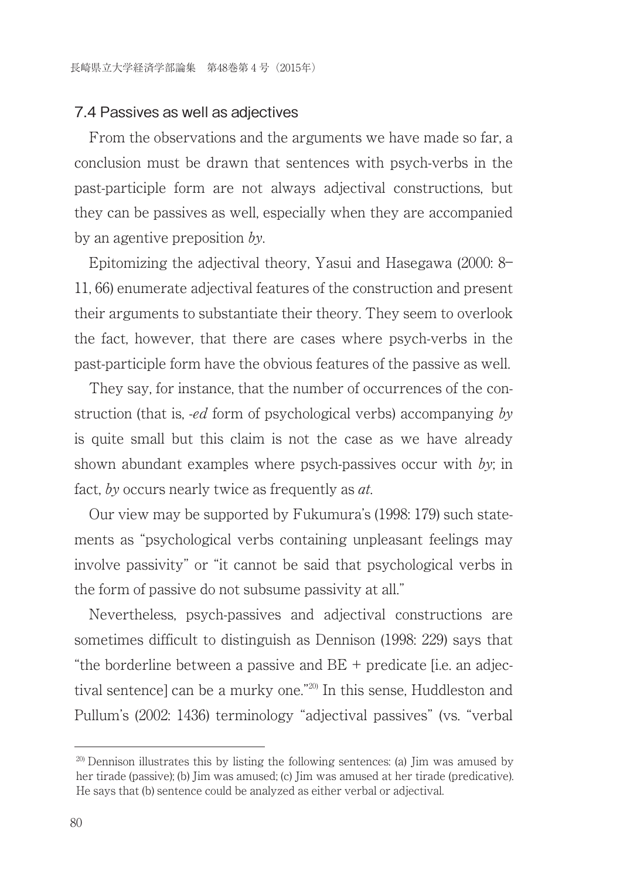### 7.4 Passives as well as adjectives

From the observations and the arguments we have made so far, a conclusion must be drawn that sentences with psych-verbs in the past-participle form are not always adjectival constructions, but they can be passives as well, especially when they are accompanied by an agentive preposition *by*.

Epitomizing the adjectival theory, Yasui and Hasegawa (2000: 8–11, 66) enumerate adjectival features of the construction and present their arguments to substantiate their theory. They seem to overlook the fact, however, that there are cases where psych-verbs in the past-participle form have the obvious features of the passive as well.

They say, for instance, that the number of occurrences of the construction (that is, *-ed* form of psychological verbs) accompanying *by* is quite small but this claim is not the case as we have already shown abundant examples where psych-passives occur with *by*; in fact, *by* occurs nearly twice as frequently as *at*.

Our view may be supported by Fukumura's (1998: 179) such statements as "psychological verbs containing unpleasant feelings may involve passivity" or "it cannot be said that psychological verbs in the form of passive do not subsume passivity at all."

Nevertheless, psych-passives and adjectival constructions are sometimes difficult to distinguish as Dennison (1998: 229) says that "the borderline between a passive and BE + predicate [i.e. an adjectival sentence] can be a murky one."[20] In this sense, Huddleston and Pullum's (2002: 1436) terminology "adjectival passives" (vs. "verbal

---

[20] Dennison illustrates this by listing the following sentences: (a) Jim was amused by her tirade (passive); (b) Jim was amused; (c) Jim was amused at her tirade (predicative). He says that (b) sentence could be analyzed as either verbal or adjectival.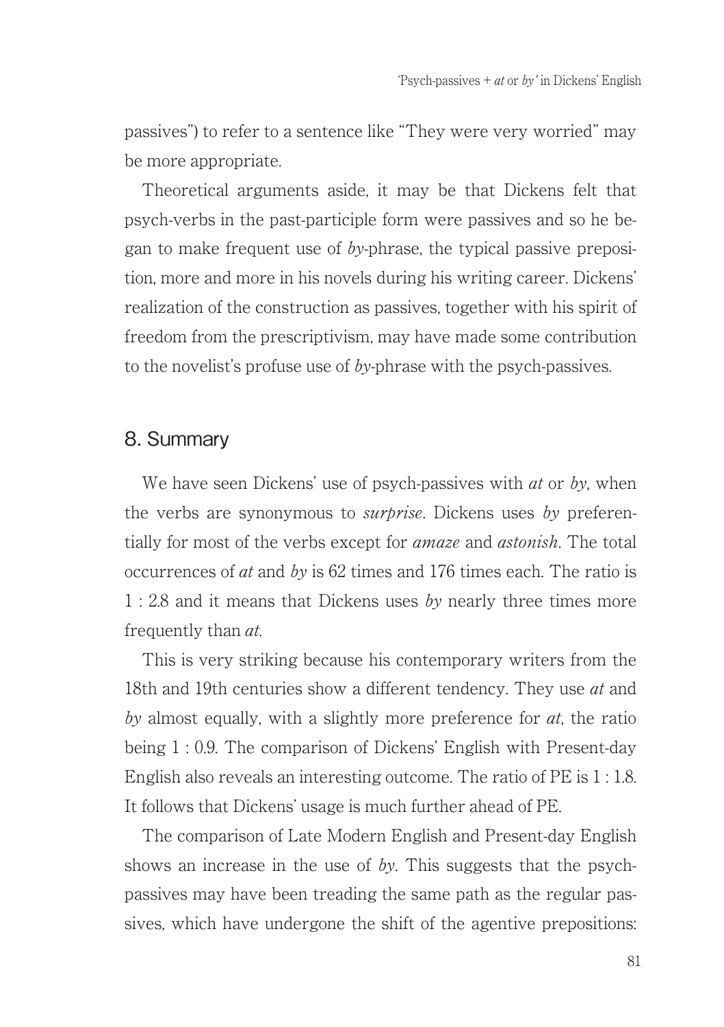passives") to refer to a sentence like "They were very worried" may be more appropriate.

Theoretical arguments aside, it may be that Dickens felt that psych-verbs in the past-participle form were passives and so he began to make frequent use of *by*-phrase, the typical passive preposition, more and more in his novels during his writing career. Dickens' realization of the construction as passives, together with his spirit of freedom from the prescriptivism, may have made some contribution to the novelist's profuse use of *by*-phrase with the psych-passives.

## 8. Summary

We have seen Dickens' use of psych-passives with *at* or *by*, when the verbs are synonymous to *surprise*. Dickens uses *by* preferentially for most of the verbs except for *amaze* and *astonish*. The total occurrences of *at* and *by* is 62 times and 176 times each. The ratio is 1 : 2.8 and it means that Dickens uses *by* nearly three times more frequently than *at*.

This is very striking because his contemporary writers from the 18th and 19th centuries show a different tendency. They use *at* and *by* almost equally, with a slightly more preference for *at*, the ratio being 1 : 0.9. The comparison of Dickens' English with Present-day English also reveals an interesting outcome. The ratio of PE is 1 : 1.8. It follows that Dickens' usage is much further ahead of PE.

The comparison of Late Modern English and Present-day English shows an increase in the use of *by*. This suggests that the psych-passives may have been treading the same path as the regular passives, which have undergone the shift of the agentive prepositions: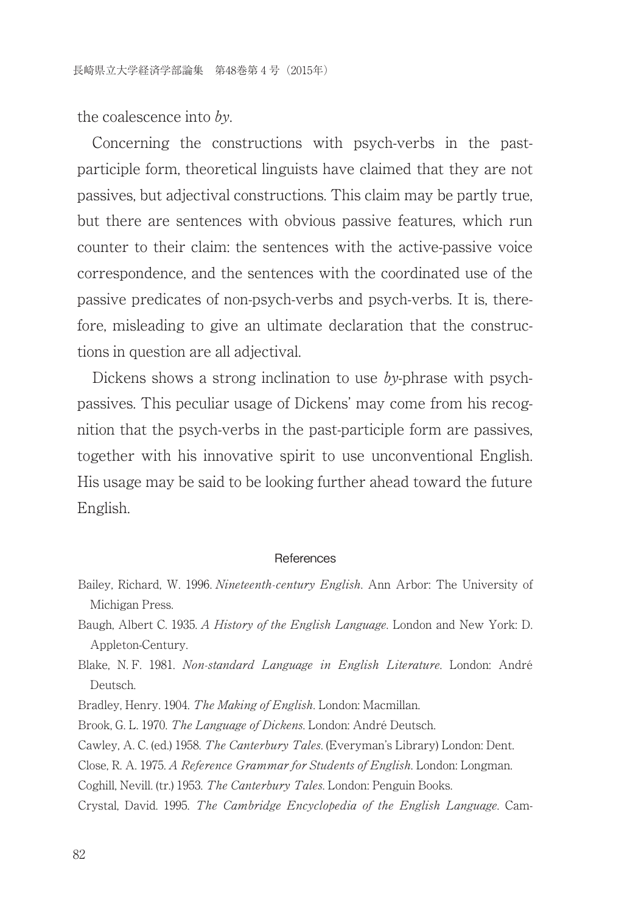the coalescence into *by*.

Concerning the constructions with psych-verbs in the past-participle form, theoretical linguists have claimed that they are not passives, but adjectival constructions. This claim may be partly true, but there are sentences with obvious passive features, which run counter to their claim: the sentences with the active-passive voice correspondence, and the sentences with the coordinated use of the passive predicates of non-psych-verbs and psych-verbs. It is, therefore, misleading to give an ultimate declaration that the constructions in question are all adjectival.

Dickens shows a strong inclination to use *by*-phrase with psych-passives. This peculiar usage of Dickens' may come from his recognition that the psych-verbs in the past-participle form are passives, together with his innovative spirit to use unconventional English. His usage may be said to be looking further ahead toward the future English.

## References

Bailey, Richard, W. 1996. *Nineteenth-century English*. Ann Arbor: The University of Michigan Press.

Baugh, Albert C. 1935. *A History of the English Language*. London and New York: D. Appleton-Century.

Blake, N. F. 1981. *Non-standard Language in English Literature*. London: André Deutsch.

Bradley, Henry. 1904. *The Making of English*. London: Macmillan.

Brook, G. L. 1970. *The Language of Dickens*. London: André Deutsch.

Cawley, A. C. (ed.) 1958. *The Canterbury Tales*. (Everyman's Library) London: Dent.

Close, R. A. 1975. *A Reference Grammar for Students of English*. London: Longman.

Coghill, Nevill. (tr.) 1953. *The Canterbury Tales*. London: Penguin Books.

Crystal, David. 1995. *The Cambridge Encyclopedia of the English Language*. Cam-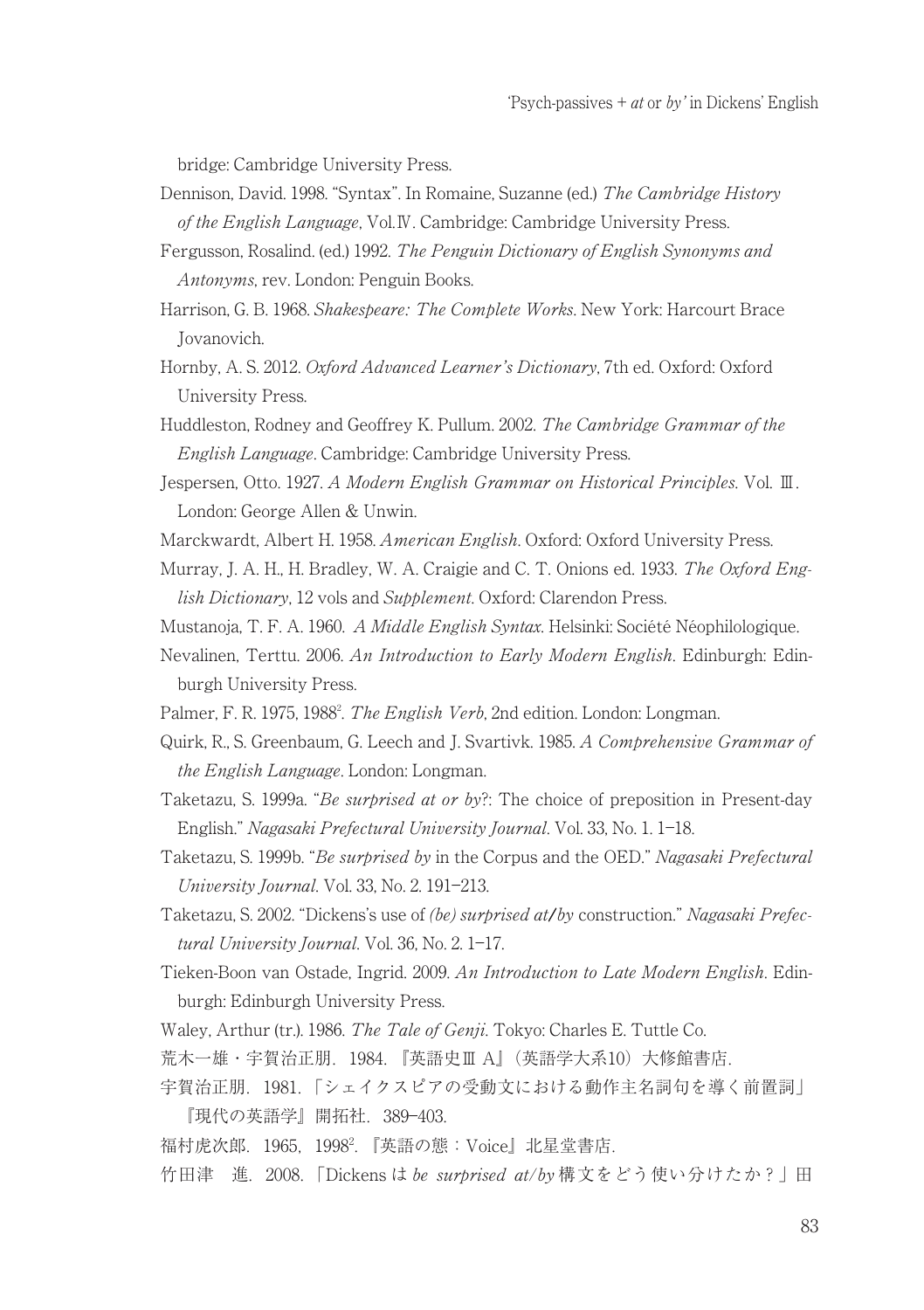bridge: Cambridge University Press.

Dennison, David. 1998. "Syntax". In Romaine, Suzanne (ed.) *The Cambridge History of the English Language*, Vol.Ⅳ. Cambridge: Cambridge University Press.

Fergusson, Rosalind. (ed.) 1992. *The Penguin Dictionary of English Synonyms and Antonyms*, rev. London: Penguin Books.

Harrison, G. B. 1968. *Shakespeare: The Complete Works*. New York: Harcourt Brace Jovanovich.

Hornby, A. S. 2012. *Oxford Advanced Learner's Dictionary*, 7th ed. Oxford: Oxford University Press.

Huddleston, Rodney and Geoffrey K. Pullum. 2002. *The Cambridge Grammar of the English Language*. Cambridge: Cambridge University Press.

Jespersen, Otto. 1927. *A Modern English Grammar on Historical Principles*. Vol. Ⅲ. London: George Allen & Unwin.

Marckwardt, Albert H. 1958. *American English*. Oxford: Oxford University Press.

Murray, J. A. H., H. Bradley, W. A. Craigie and C. T. Onions ed. 1933. *The Oxford English Dictionary*, 12 vols and *Supplement*. Oxford: Clarendon Press.

Mustanoja, T. F. A. 1960. *A Middle English Syntax*. Helsinki: Société Néophilologique.

Nevalinen, Terttu. 2006. *An Introduction to Early Modern English*. Edinburgh: Edinburgh University Press.

Palmer, F. R. 1975, 1988[2]. *The English Verb*, 2nd edition. London: Longman.

Quirk, R., S. Greenbaum, G. Leech and J. Svartivk. 1985. *A Comprehensive Grammar of the English Language*. London: Longman.

Taketazu, S. 1999a. "*Be surprised at or by*?: The choice of preposition in Present-day English." *Nagasaki Prefectural University Journal*. Vol. 33, No. 1. 1–18.

Taketazu, S. 1999b. "*Be surprised by* in the Corpus and the OED." *Nagasaki Prefectural University Journal*. Vol. 33, No. 2. 191–213.

Taketazu, S. 2002. "Dickens's use of *(be) surprised at/by* construction." *Nagasaki Prefectural University Journal*. Vol. 36, No. 2. 1–17.

Tieken-Boon van Ostade, Ingrid. 2009. *An Introduction to Late Modern English*. Edinburgh: Edinburgh University Press.

Waley, Arthur (tr.). 1986. *The Tale of Genji*. Tokyo: Charles E. Tuttle Co.

荒木一雄・宇賀治正朋．1984．『英語史Ⅲ A』（英語学大系10）大修館書店．

宇賀治正朋．1981．「シェイクスピアの受動文における動作主名詞句を導く前置詞」『現代の英語学』開拓社．389–403.

福村虎次郎．1965，1998[2]．『英語の態：Voice』北星堂書店．

竹田津　進．2008．「Dickens は *be surprised at/by* 構文をどう使い分けたか？」田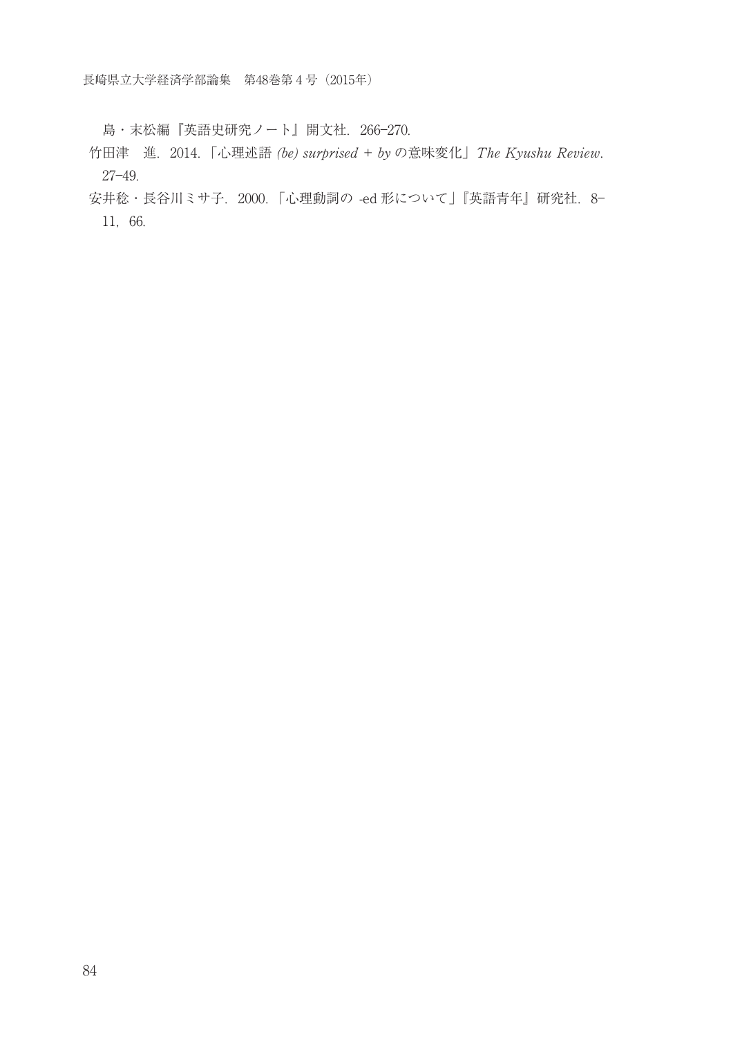島・末松編『英語史研究ノート』開文社．266–270.

竹田津　進．2014.「心理述語 *(be) surprised + by* の意味変化」*The Kyushu Review*. 27–49.

安井稔・長谷川ミサ子．2000.「心理動詞の -ed 形について」『英語青年』研究社．8–11，66.